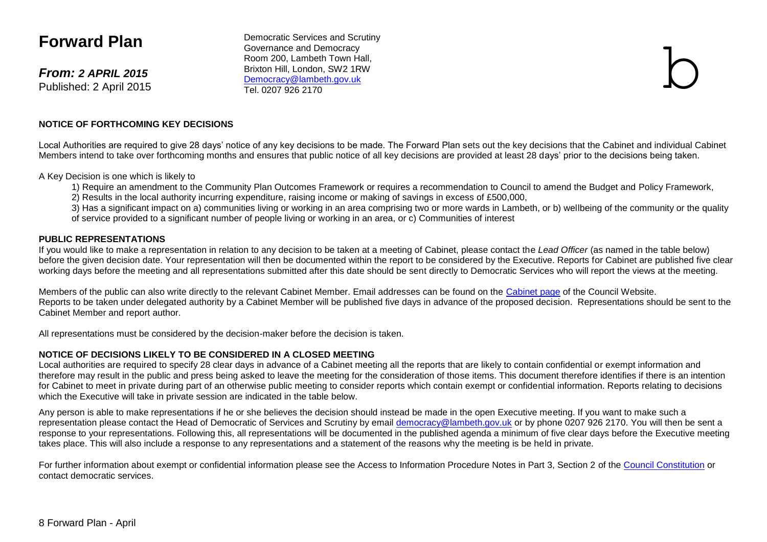# Forward Plan

***From: 2 APRIL 2015***
Published: 2 April 2015

Democratic Services and Scrutiny
Governance and Democracy
Room 200, Lambeth Town Hall,
Brixton Hill, London, SW2 1RW
Democracy@lambeth.gov.uk
Tel. 0207 926 2170

**NOTICE OF FORTHCOMING KEY DECISIONS**

Local Authorities are required to give 28 days' notice of any key decisions to be made. The Forward Plan sets out the key decisions that the Cabinet and individual Cabinet Members intend to take over forthcoming months and ensures that public notice of all key decisions are provided at least 28 days' prior to the decisions being taken.

A Key Decision is one which is likely to

1) Require an amendment to the Community Plan Outcomes Framework or requires a recommendation to Council to amend the Budget and Policy Framework,
2) Results in the local authority incurring expenditure, raising income or making of savings in excess of £500,000,
3) Has a significant impact on a) communities living or working in an area comprising two or more wards in Lambeth, or b) wellbeing of the community or the quality of service provided to a significant number of people living or working in an area, or c) Communities of interest

**PUBLIC REPRESENTATIONS**

If you would like to make a representation in relation to any decision to be taken at a meeting of Cabinet, please contact the *Lead Officer* (as named in the table below) before the given decision date. Your representation will then be documented within the report to be considered by the Executive. Reports for Cabinet are published five clear working days before the meeting and all representations submitted after this date should be sent directly to Democratic Services who will report the views at the meeting.

Members of the public can also write directly to the relevant Cabinet Member. Email addresses can be found on the Cabinet page of the Council Website.
Reports to be taken under delegated authority by a Cabinet Member will be published five days in advance of the proposed decision. Representations should be sent to the Cabinet Member and report author.

All representations must be considered by the decision-maker before the decision is taken.

**NOTICE OF DECISIONS LIKELY TO BE CONSIDERED IN A CLOSED MEETING**

Local authorities are required to specify 28 clear days in advance of a Cabinet meeting all the reports that are likely to contain confidential or exempt information and therefore may result in the public and press being asked to leave the meeting for the consideration of those items. This document therefore identifies if there is an intention for Cabinet to meet in private during part of an otherwise public meeting to consider reports which contain exempt or confidential information. Reports relating to decisions which the Executive will take in private session are indicated in the table below.

Any person is able to make representations if he or she believes the decision should instead be made in the open Executive meeting. If you want to make such a representation please contact the Head of Democratic of Services and Scrutiny by email democracy@lambeth.gov.uk or by phone 0207 926 2170. You will then be sent a response to your representations. Following this, all representations will be documented in the published agenda a minimum of five clear days before the Executive meeting takes place. This will also include a response to any representations and a statement of the reasons why the meeting is be held in private.

For further information about exempt or confidential information please see the Access to Information Procedure Notes in Part 3, Section 2 of the Council Constitution or contact democratic services.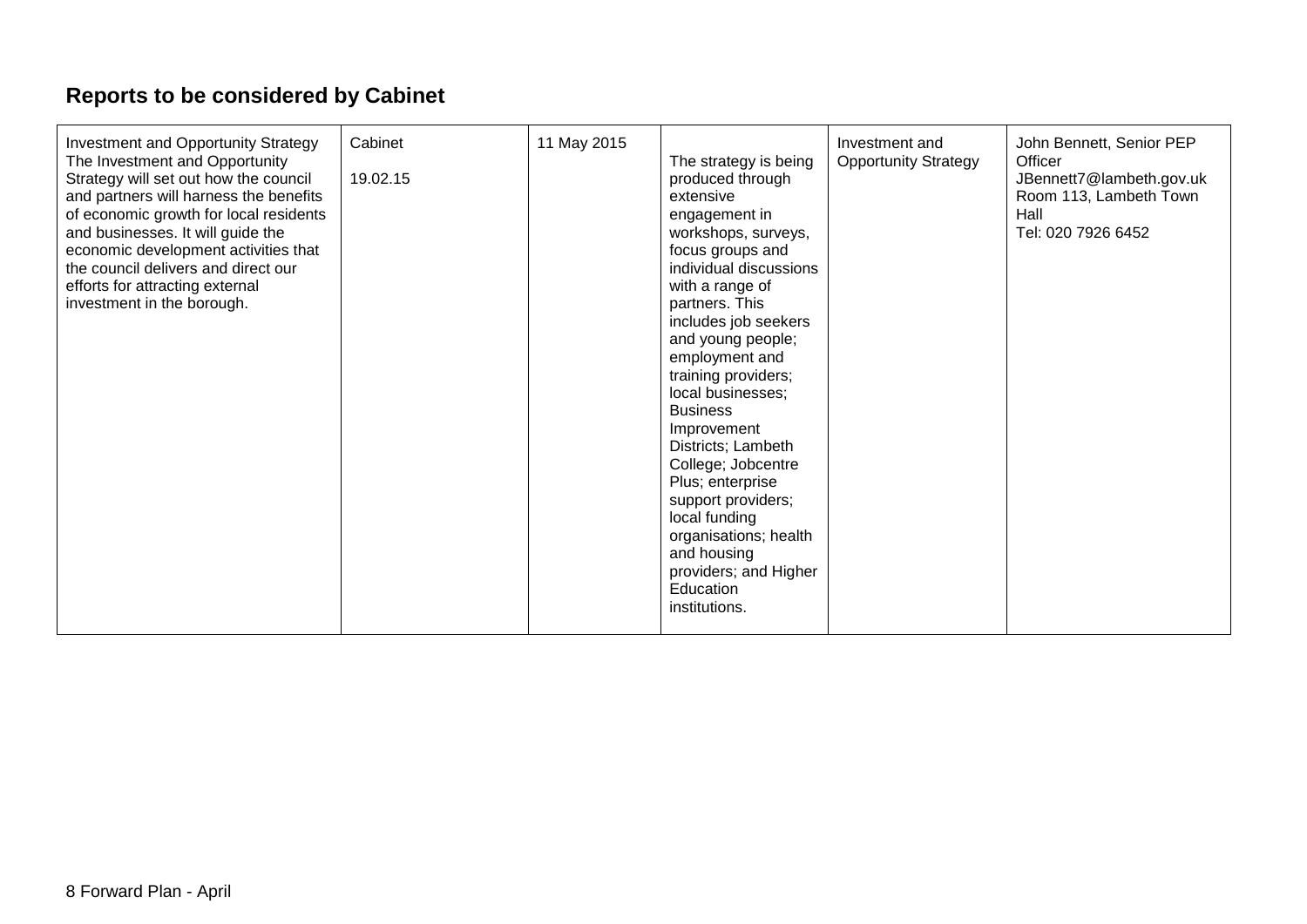## Reports to be considered by Cabinet

| Investment and Opportunity Strategy The Investment and Opportunity Strategy will set out how the council and partners will harness the benefits of economic growth for local residents and businesses. It will guide the economic development activities that the council delivers and direct our efforts for attracting external investment in the borough. | Cabinet<br><br>19.02.15 | 11 May 2015 | The strategy is being produced through extensive engagement in workshops, surveys, focus groups and individual discussions with a range of partners. This includes job seekers and young people; employment and training providers; local businesses; Business Improvement Districts; Lambeth College; Jobcentre Plus; enterprise support providers; local funding organisations; health and housing providers; and Higher Education institutions. | Investment and Opportunity Strategy | John Bennett, Senior PEP Officer<br>JBennett7@lambeth.gov.uk<br>Room 113, Lambeth Town Hall<br>Tel: 020 7926 6452 |
|---|---|---|---|---|---|

8 Forward Plan - April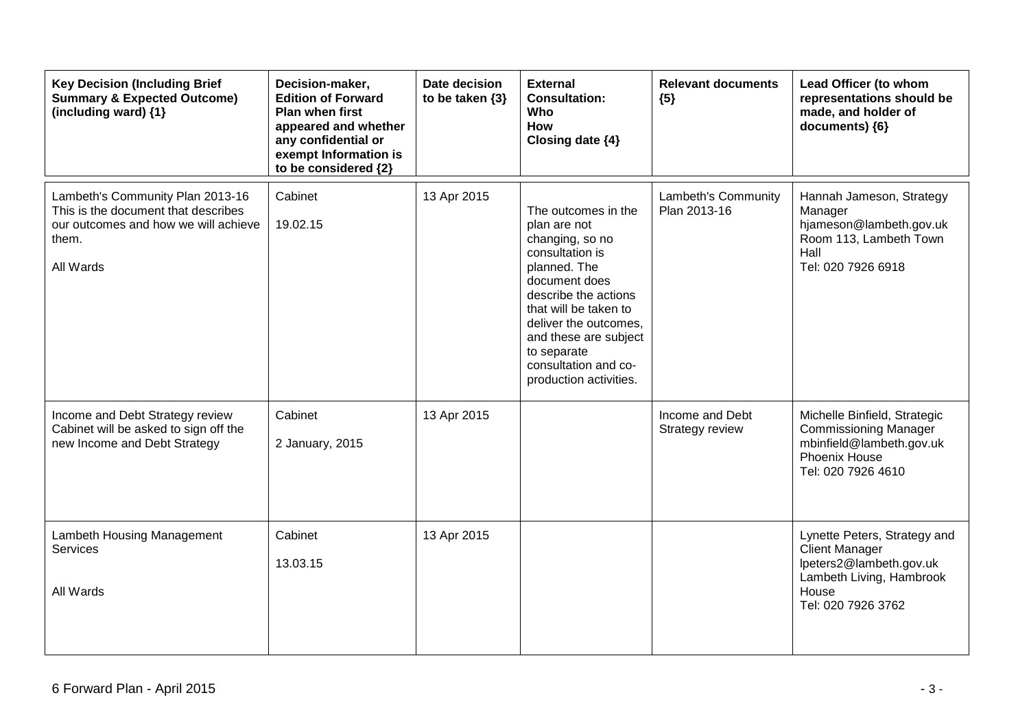| Key Decision (Including Brief Summary & Expected Outcome) (including ward) {1} | Decision-maker, Edition of Forward Plan when first appeared and whether any confidential or exempt Information is to be considered {2} | Date decision to be taken {3} | External Consultation: Who How Closing date {4} | Relevant documents {5} | Lead Officer (to whom representations should be made, and holder of documents) {6} |
|---|---|---|---|---|---|
| Lambeth's Community Plan 2013-16<br>This is the document that describes our outcomes and how we will achieve them.<br><br>All Wards | Cabinet<br><br>19.02.15 | 13 Apr 2015 | The outcomes in the plan are not changing, so no consultation is planned. The document does describe the actions that will be taken to deliver the outcomes, and these are subject to separate consultation and co-production activities. | Lambeth's Community Plan 2013-16 | Hannah Jameson, Strategy Manager<br>hjameson@lambeth.gov.uk<br>Room 113, Lambeth Town Hall<br>Tel: 020 7926 6918 |
| Income and Debt Strategy review<br>Cabinet will be asked to sign off the new Income and Debt Strategy | Cabinet<br><br>2 January, 2015 | 13 Apr 2015 | | Income and Debt Strategy review | Michelle Binfield, Strategic Commissioning Manager<br>mbinfield@lambeth.gov.uk<br>Phoenix House<br>Tel: 020 7926 4610 |
| Lambeth Housing Management Services<br><br>All Wards | Cabinet<br><br>13.03.15 | 13 Apr 2015 | | | Lynette Peters, Strategy and Client Manager<br>lpeters2@lambeth.gov.uk<br>Lambeth Living, Hambrook House<br>Tel: 020 7926 3762 |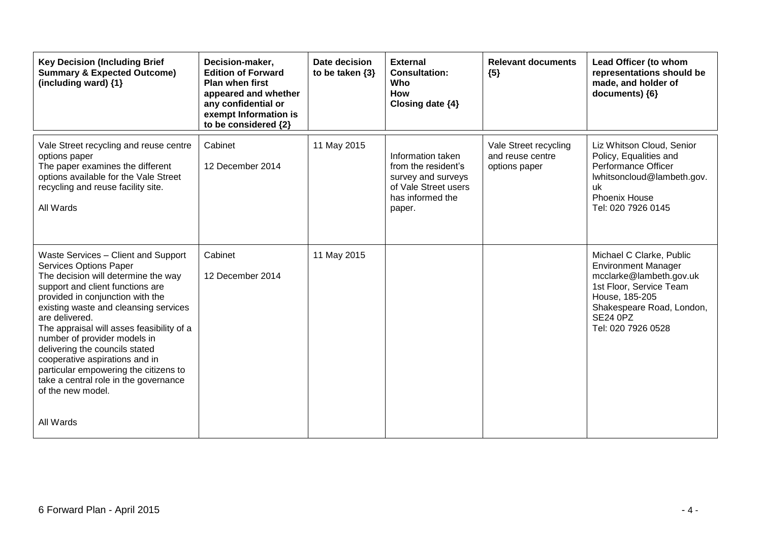| **Key Decision (Including Brief Summary & Expected Outcome) (including ward) {1}** | **Decision-maker, Edition of Forward Plan when first appeared and whether any confidential or exempt Information is to be considered {2}** | **Date decision to be taken {3}** | **External Consultation: Who How Closing date {4}** | **Relevant documents {5}** | **Lead Officer (to whom representations should be made, and holder of documents) {6}** |
|---|---|---|---|---|---|
| Vale Street recycling and reuse centre options paper<br>The paper examines the different options available for the Vale Street recycling and reuse facility site.<br><br>All Wards | Cabinet<br><br>12 December 2014 | 11 May 2015 | Information taken from the resident's survey and surveys of Vale Street users has informed the paper. | Vale Street recycling and reuse centre options paper | Liz Whitson Cloud, Senior Policy, Equalities and Performance Officer<br>lwhitsoncloud@lambeth.gov.uk<br>Phoenix House<br>Tel: 020 7926 0145 |
| Waste Services – Client and Support Services Options Paper<br>The decision will determine the way support and client functions are provided in conjunction with the existing waste and cleansing services are delivered.<br>The appraisal will asses feasibility of a number of provider models in delivering the councils stated cooperative aspirations and in particular empowering the citizens to take a central role in the governance of the new model.<br><br>All Wards | Cabinet<br><br>12 December 2014 | 11 May 2015 | | | Michael C Clarke, Public Environment Manager<br>mcclarke@lambeth.gov.uk<br>1st Floor, Service Team House, 185-205 Shakespeare Road, London, SE24 0PZ<br>Tel: 020 7926 0528 |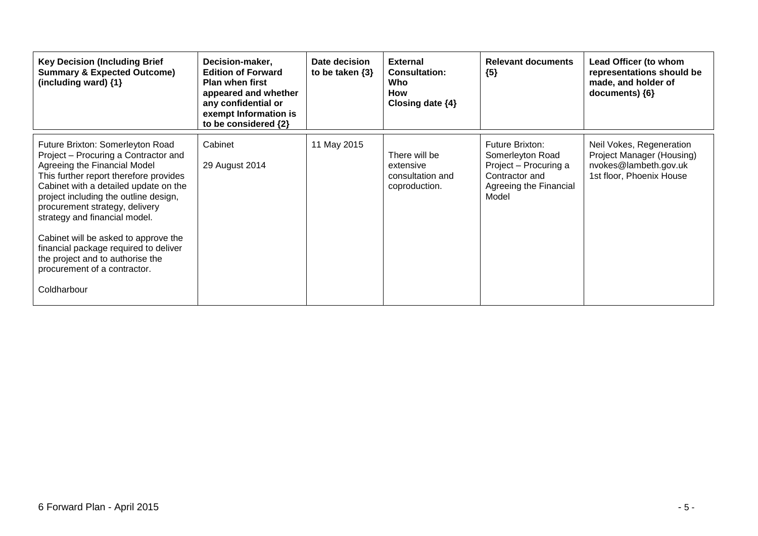| Key Decision (Including Brief Summary & Expected Outcome) (including ward) {1} | Decision-maker, Edition of Forward Plan when first appeared and whether any confidential or exempt Information is to be considered {2} | Date decision to be taken {3} | External Consultation: Who How Closing date {4} | Relevant documents {5} | Lead Officer (to whom representations should be made, and holder of documents) {6} |
|---|---|---|---|---|---|
| Future Brixton: Somerleyton Road Project – Procuring a Contractor and Agreeing the Financial Model<br>This further report therefore provides Cabinet with a detailed update on the project including the outline design, procurement strategy, delivery strategy and financial model.<br><br>Cabinet will be asked to approve the financial package required to deliver the project and to authorise the procurement of a contractor.<br><br>Coldharbour | Cabinet<br><br>29 August 2014 | 11 May 2015 | There will be extensive consultation and coproduction. | Future Brixton: Somerleyton Road Project – Procuring a Contractor and Agreeing the Financial Model | Neil Vokes, Regeneration Project Manager (Housing)<br>nvokes@lambeth.gov.uk<br>1st floor, Phoenix House |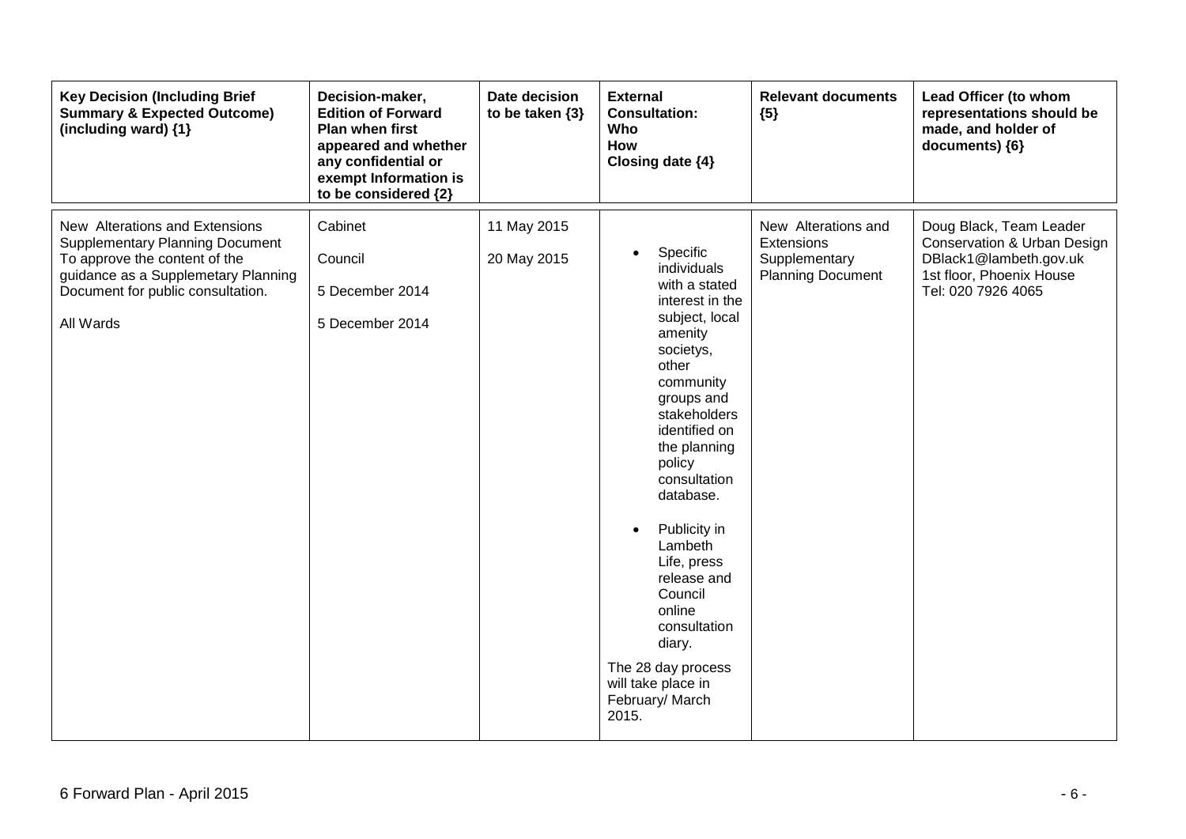| Key Decision (Including Brief Summary & Expected Outcome) (including ward) {1} | Decision-maker, Edition of Forward Plan when first appeared and whether any confidential or exempt Information is to be considered {2} | Date decision to be taken {3} | External Consultation: Who How Closing date {4} | Relevant documents {5} | Lead Officer (to whom representations should be made, and holder of documents) {6} |
|---|---|---|---|---|---|
| New Alterations and Extensions Supplementary Planning Document<br>To approve the content of the guidance as a Supplemetary Planning Document for public consultation.<br><br>All Wards | Cabinet<br><br>Council<br><br>5 December 2014<br><br>5 December 2014 | 11 May 2015<br><br>20 May 2015 | • Specific individuals with a stated interest in the subject, local amenity societys, other community groups and stakeholders identified on the planning policy consultation database.<br><br>• Publicity in Lambeth Life, press release and Council online consultation diary.<br><br>The 28 day process will take place in February/ March 2015. | New Alterations and Extensions Supplementary Planning Document | Doug Black, Team Leader Conservation & Urban Design<br>DBlack1@lambeth.gov.uk<br>1st floor, Phoenix House<br>Tel: 020 7926 4065 |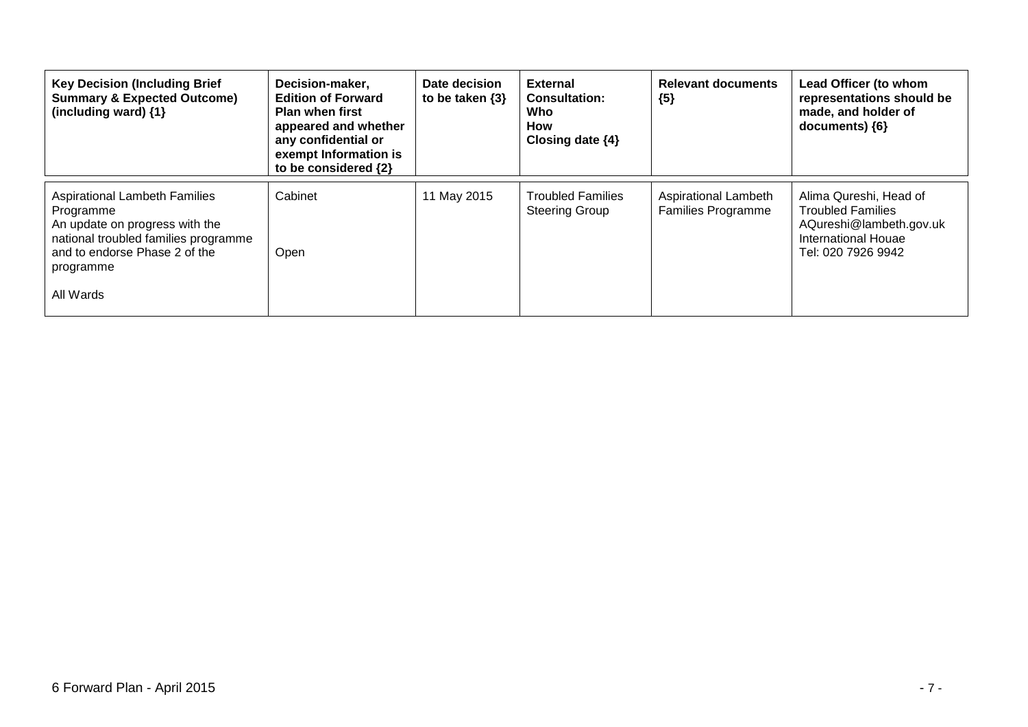| Key Decision (Including Brief Summary & Expected Outcome) (including ward) {1} | Decision-maker, Edition of Forward Plan when first appeared and whether any confidential or exempt Information is to be considered {2} | Date decision to be taken {3} | External Consultation: Who How Closing date {4} | Relevant documents {5} | Lead Officer (to whom representations should be made, and holder of documents) {6} |
|---|---|---|---|---|---|
| Aspirational Lambeth Families Programme<br>An update on progress with the national troubled families programme and to endorse Phase 2 of the programme<br><br>All Wards | Cabinet<br><br>Open | 11 May 2015 | Troubled Families Steering Group | Aspirational Lambeth Families Programme | Alima Qureshi, Head of Troubled Families<br>AQureshi@lambeth.gov.uk<br>International Houae<br>Tel: 020 7926 9942 |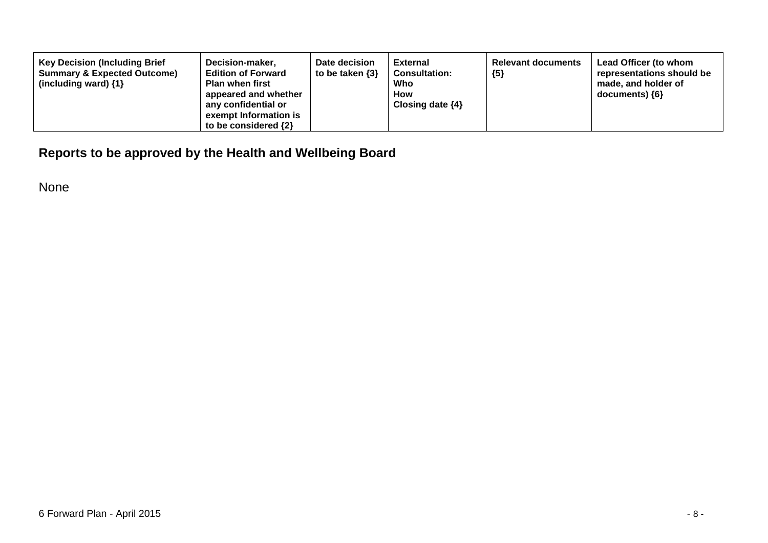| Key Decision (Including Brief Summary & Expected Outcome) (including ward) {1} | Decision-maker, Edition of Forward Plan when first appeared and whether any confidential or exempt Information is to be considered {2} | Date decision to be taken {3} | External Consultation: Who How Closing date {4} | Relevant documents {5} | Lead Officer (to whom representations should be made, and holder of documents) {6} |
|---|---|---|---|---|---|

**Reports to be approved by the Health and Wellbeing Board**

None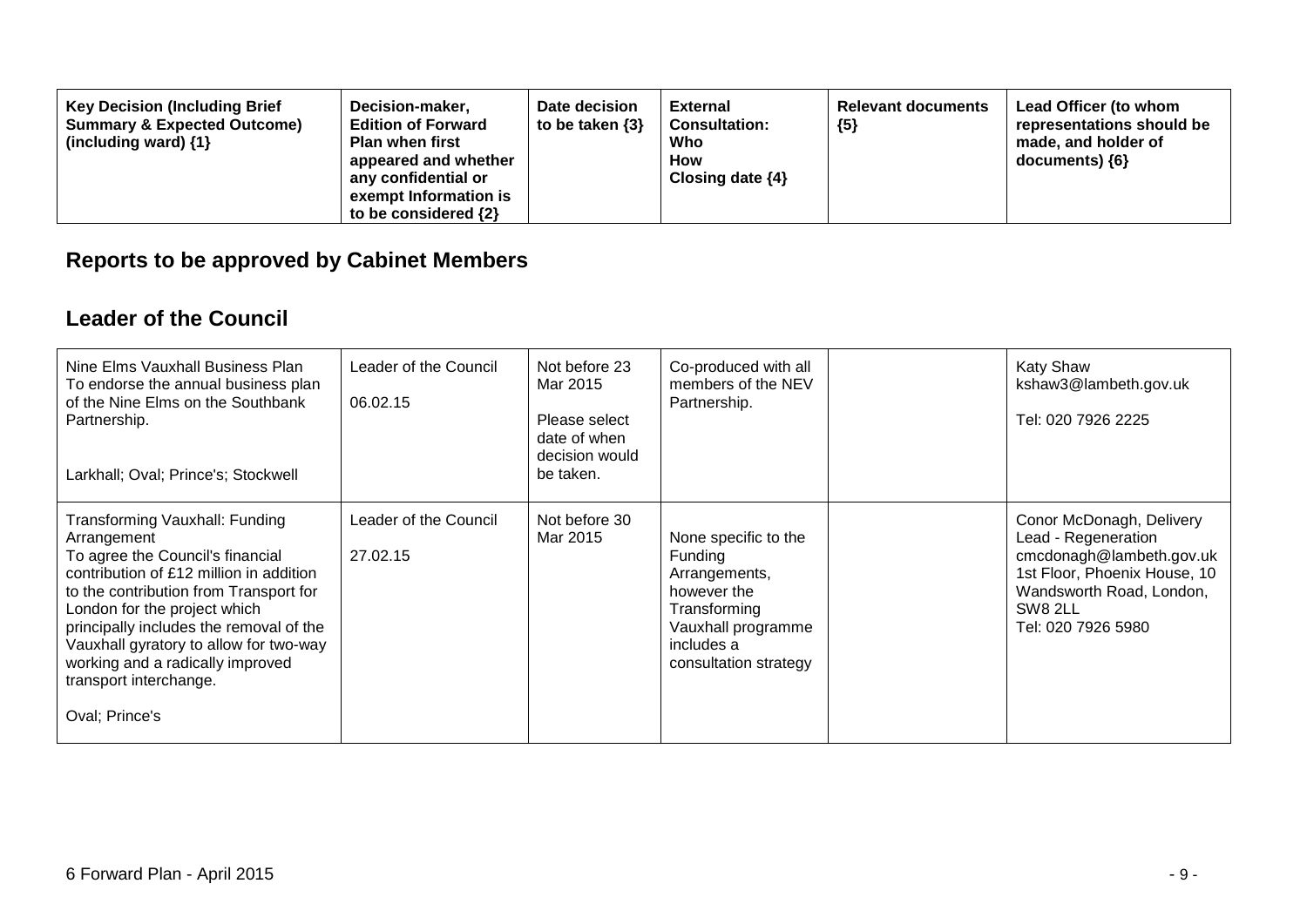| Key Decision (Including Brief Summary & Expected Outcome) (including ward) {1} | Decision-maker, Edition of Forward Plan when first appeared and whether any confidential or exempt Information is to be considered {2} | Date decision to be taken {3} | External Consultation: Who How Closing date {4} | Relevant documents {5} | Lead Officer (to whom representations should be made, and holder of documents) {6} |
|---|---|---|---|---|---|

## Reports to be approved by Cabinet Members

### Leader of the Council

| Key Decision (Including Brief Summary & Expected Outcome) (including ward) {1} | Decision-maker, Edition of Forward Plan when first appeared and whether any confidential or exempt Information is to be considered {2} | Date decision to be taken {3} | External Consultation: Who How Closing date {4} | Relevant documents {5} | Lead Officer (to whom representations should be made, and holder of documents) {6} |
|---|---|---|---|---|---|
| Nine Elms Vauxhall Business Plan<br>To endorse the annual business plan of the Nine Elms on the Southbank Partnership.<br><br>Larkhall; Oval; Prince's; Stockwell | Leader of the Council<br><br>06.02.15 | Not before 23 Mar 2015<br><br>Please select date of when decision would be taken. | Co-produced with all members of the NEV Partnership. | | Katy Shaw<br>kshaw3@lambeth.gov.uk<br><br>Tel: 020 7926 2225 |
| Transforming Vauxhall: Funding Arrangement<br>To agree the Council's financial contribution of £12 million in addition to the contribution from Transport for London for the project which principally includes the removal of the Vauxhall gyratory to allow for two-way working and a radically improved transport interchange.<br><br>Oval; Prince's | Leader of the Council<br><br>27.02.15 | Not before 30 Mar 2015 | None specific to the Funding Arrangements, however the Transforming Vauxhall programme includes a consultation strategy | | Conor McDonagh, Delivery Lead - Regeneration<br>cmcdonagh@lambeth.gov.uk<br>1st Floor, Phoenix House, 10 Wandsworth Road, London, SW8 2LL<br>Tel: 020 7926 5980 |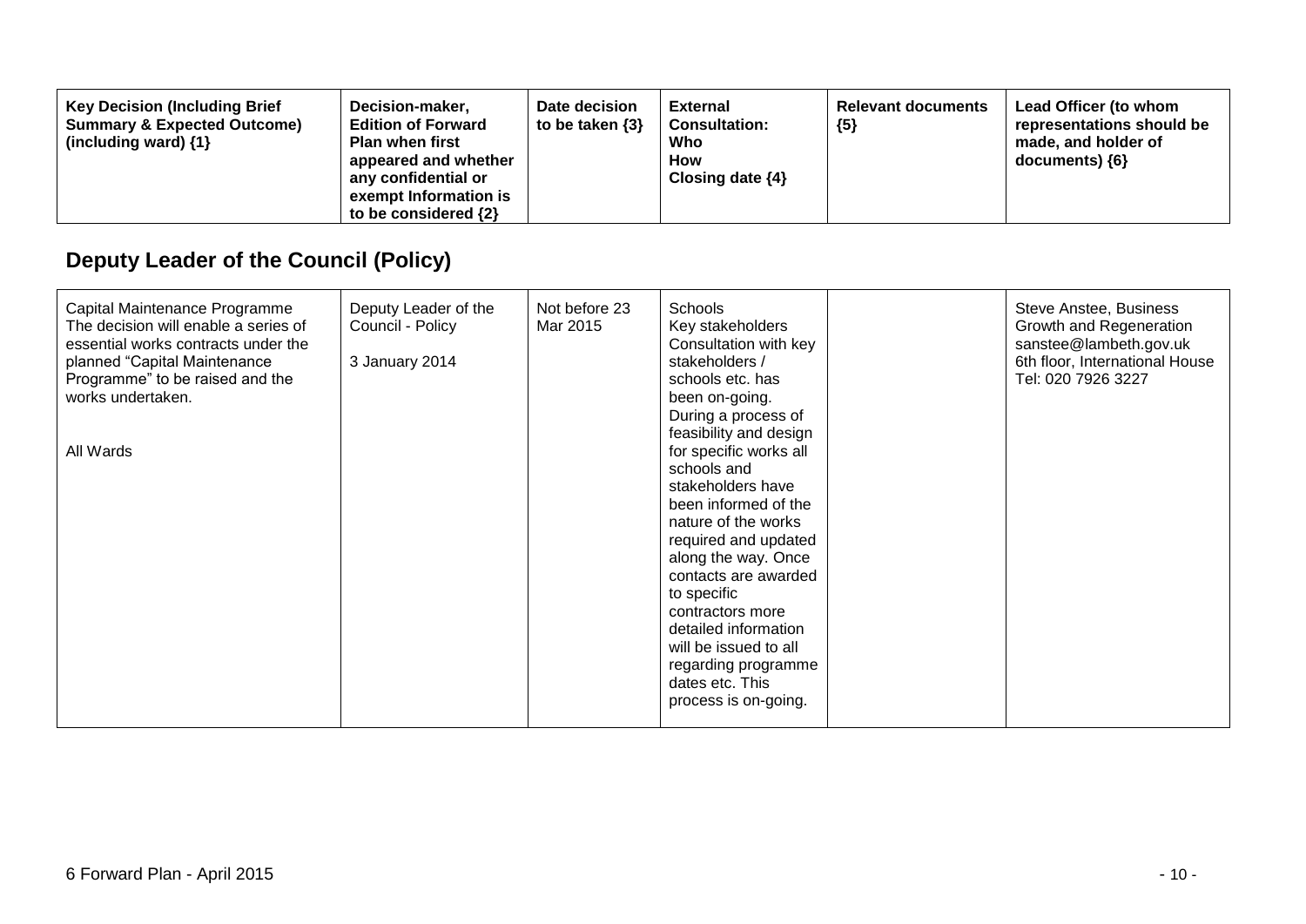| Key Decision (Including Brief Summary & Expected Outcome) (including ward) {1} | Decision-maker, Edition of Forward Plan when first appeared and whether any confidential or exempt Information is to be considered {2} | Date decision to be taken {3} | External Consultation: Who How Closing date {4} | Relevant documents {5} | Lead Officer (to whom representations should be made, and holder of documents) {6} |
|---|---|---|---|---|---|

## Deputy Leader of the Council (Policy)

| | | | | | |
|---|---|---|---|---|---|
| Capital Maintenance Programme The decision will enable a series of essential works contracts under the planned "Capital Maintenance Programme" to be raised and the works undertaken.<br><br>All Wards | Deputy Leader of the Council - Policy<br><br>3 January 2014 | Not before 23 Mar 2015 | Schools Key stakeholders Consultation with key stakeholders / schools etc. has been on-going. During a process of feasibility and design for specific works all schools and stakeholders have been informed of the nature of the works required and updated along the way. Once contacts are awarded to specific contractors more detailed information will be issued to all regarding programme dates etc. This process is on-going. | | Steve Anstee, Business Growth and Regeneration sanstee@lambeth.gov.uk 6th floor, International House Tel: 020 7926 3227 |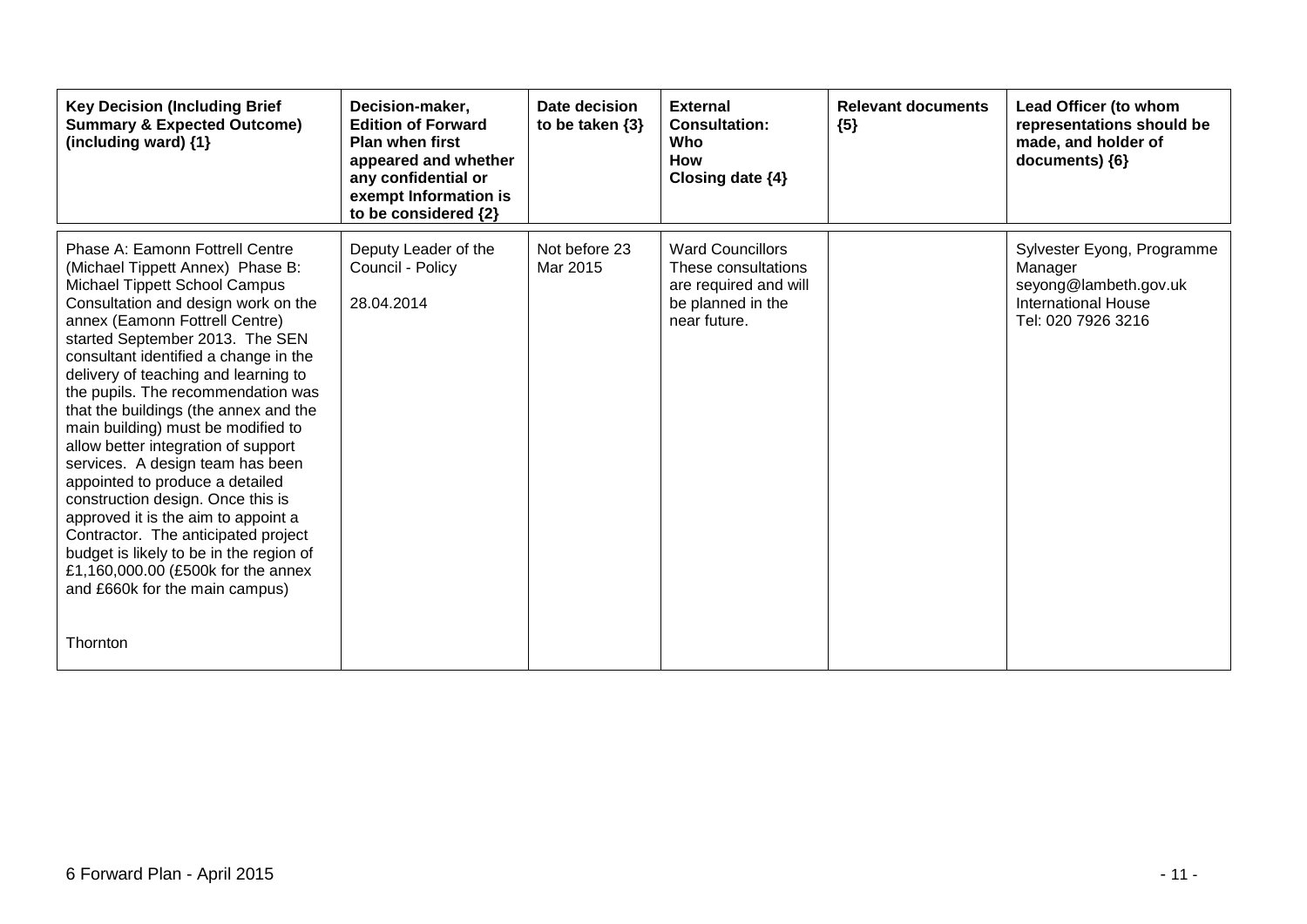| Key Decision (Including Brief Summary & Expected Outcome) (including ward) {1} | Decision-maker, Edition of Forward Plan when first appeared and whether any confidential or exempt Information is to be considered {2} | Date decision to be taken {3} | External Consultation: Who How Closing date {4} | Relevant documents {5} | Lead Officer (to whom representations should be made, and holder of documents) {6} |
|---|---|---|---|---|---|
| Phase A: Eamonn Fottrell Centre (Michael Tippett Annex) Phase B: Michael Tippett School Campus Consultation and design work on the annex (Eamonn Fottrell Centre) started September 2013. The SEN consultant identified a change in the delivery of teaching and learning to the pupils. The recommendation was that the buildings (the annex and the main building) must be modified to allow better integration of support services. A design team has been appointed to produce a detailed construction design. Once this is approved it is the aim to appoint a Contractor. The anticipated project budget is likely to be in the region of £1,160,000.00 (£500k for the annex and £660k for the main campus)<br><br>Thornton | Deputy Leader of the Council - Policy<br><br>28.04.2014 | Not before 23 Mar 2015 | Ward Councillors These consultations are required and will be planned in the near future. | | Sylvester Eyong, Programme Manager seyong@lambeth.gov.uk International House Tel: 020 7926 3216 |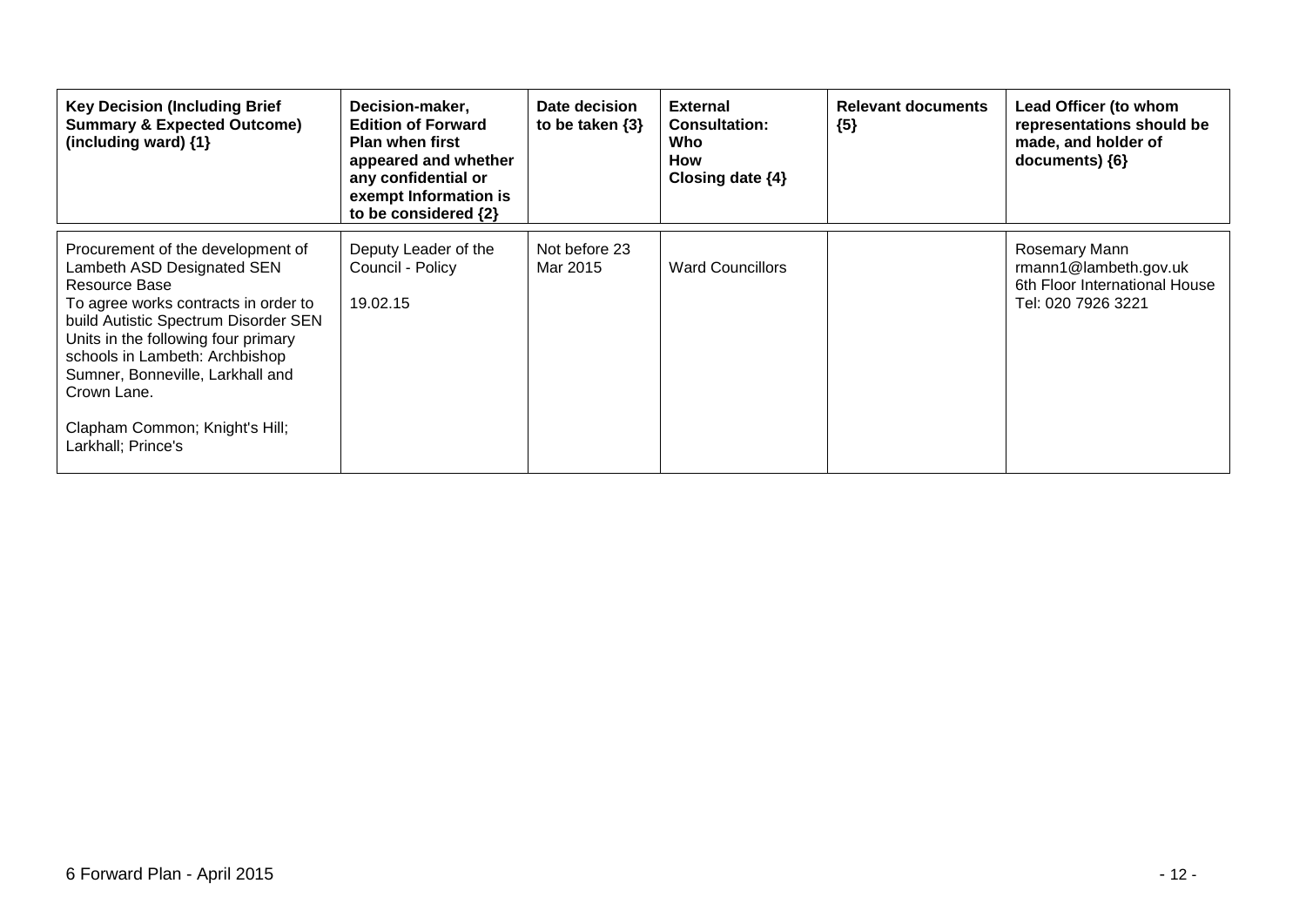| Key Decision (Including Brief Summary & Expected Outcome) (including ward) {1} | Decision-maker, Edition of Forward Plan when first appeared and whether any confidential or exempt Information is to be considered {2} | Date decision to be taken {3} | External Consultation: Who How Closing date {4} | Relevant documents {5} | Lead Officer (to whom representations should be made, and holder of documents) {6} |
|---|---|---|---|---|---|
| Procurement of the development of Lambeth ASD Designated SEN Resource Base<br>To agree works contracts in order to build Autistic Spectrum Disorder SEN Units in the following four primary schools in Lambeth: Archbishop Sumner, Bonneville, Larkhall and Crown Lane.<br><br>Clapham Common; Knight's Hill; Larkhall; Prince's | Deputy Leader of the Council - Policy<br><br>19.02.15 | Not before 23 Mar 2015 | Ward Councillors | | Rosemary Mann<br>rmann1@lambeth.gov.uk<br>6th Floor International House<br>Tel: 020 7926 3221 |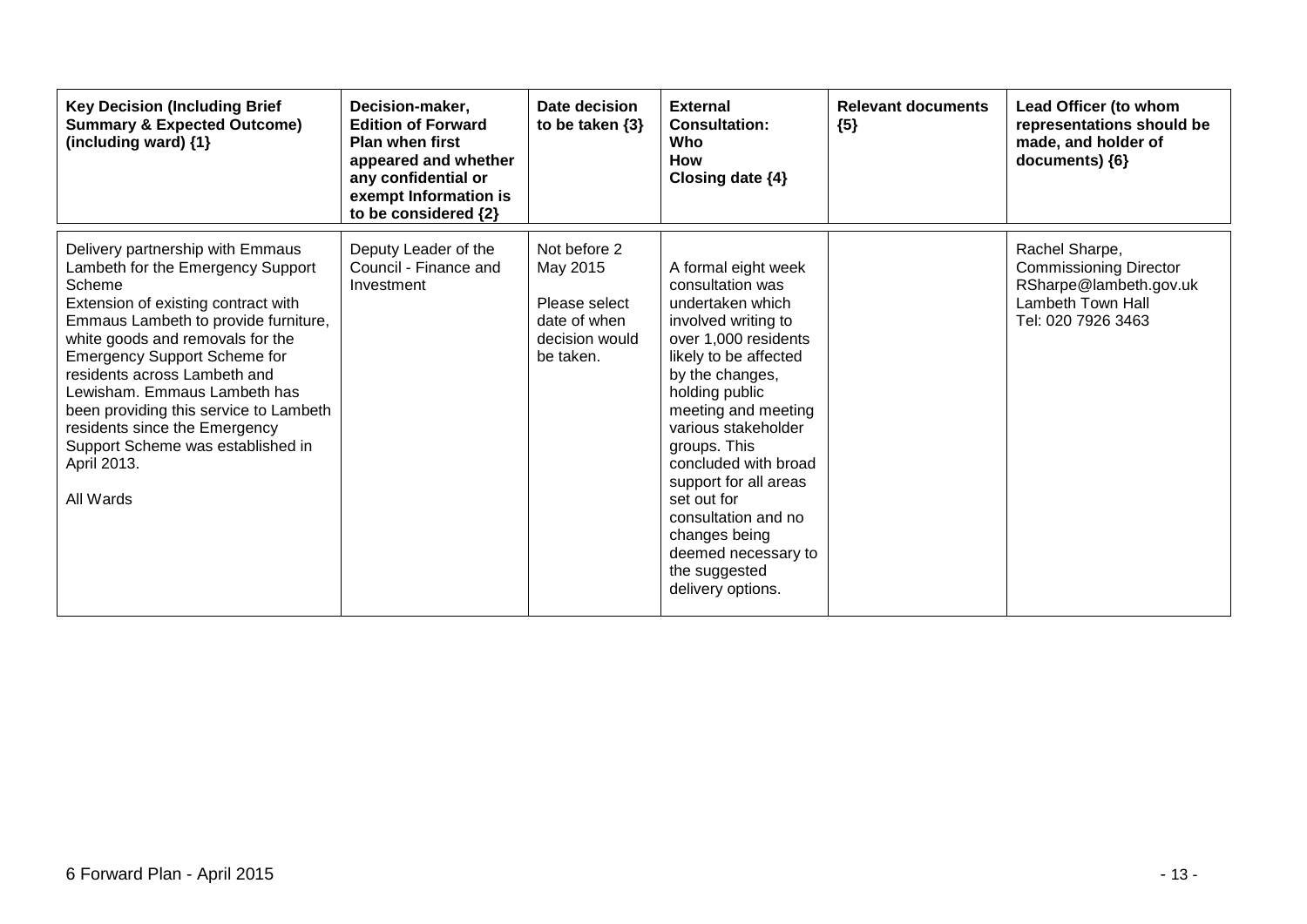| Key Decision (Including Brief Summary & Expected Outcome) (including ward) {1} | Decision-maker, Edition of Forward Plan when first appeared and whether any confidential or exempt Information is to be considered {2} | Date decision to be taken {3} | External Consultation: Who How Closing date {4} | Relevant documents {5} | Lead Officer (to whom representations should be made, and holder of documents) {6} |
|---|---|---|---|---|---|
| Delivery partnership with Emmaus Lambeth for the Emergency Support Scheme<br>Extension of existing contract with Emmaus Lambeth to provide furniture, white goods and removals for the Emergency Support Scheme for residents across Lambeth and Lewisham. Emmaus Lambeth has been providing this service to Lambeth residents since the Emergency Support Scheme was established in April 2013.<br><br>All Wards | Deputy Leader of the Council - Finance and Investment | Not before 2 May 2015<br><br>Please select date of when decision would be taken. | A formal eight week consultation was undertaken which involved writing to over 1,000 residents likely to be affected by the changes, holding public meeting and meeting various stakeholder groups. This concluded with broad support for all areas set out for consultation and no changes being deemed necessary to the suggested delivery options. | | Rachel Sharpe, Commissioning Director<br>RSharpe@lambeth.gov.uk<br>Lambeth Town Hall<br>Tel: 020 7926 3463 |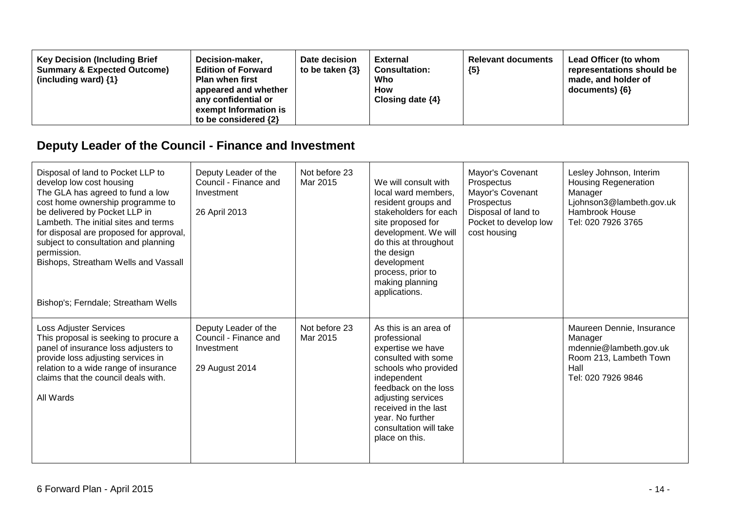| Key Decision (Including Brief Summary & Expected Outcome) (including ward) {1} | Decision-maker, Edition of Forward Plan when first appeared and whether any confidential or exempt Information is to be considered {2} | Date decision to be taken {3} | External Consultation: Who How Closing date {4} | Relevant documents {5} | Lead Officer (to whom representations should be made, and holder of documents) {6} |
|---|---|---|---|---|---|

## Deputy Leader of the Council - Finance and Investment

| | | | | | |
|---|---|---|---|---|---|
| Disposal of land to Pocket LLP to develop low cost housing<br>The GLA has agreed to fund a low cost home ownership programme to be delivered by Pocket LLP in Lambeth. The initial sites and terms for disposal are proposed for approval, subject to consultation and planning permission.<br>Bishops, Streatham Wells and Vassall<br><br>Bishop's; Ferndale; Streatham Wells | Deputy Leader of the Council - Finance and Investment<br><br>26 April 2013 | Not before 23 Mar 2015 | We will consult with local ward members, resident groups and stakeholders for each site proposed for development. We will do this at throughout the design development process, prior to making planning applications. | Mayor's Covenant Prospectus<br>Mayor's Covenant Prospectus<br>Disposal of land to Pocket to develop low cost housing | Lesley Johnson, Interim Housing Regeneration Manager<br>Ljohnson3@lambeth.gov.uk<br>Hambrook House<br>Tel: 020 7926 3765 |
| Loss Adjuster Services<br>This proposal is seeking to procure a panel of insurance loss adjusters to provide loss adjusting services in relation to a wide range of insurance claims that the council deals with.<br><br>All Wards | Deputy Leader of the Council - Finance and Investment<br><br>29 August 2014 | Not before 23 Mar 2015 | As this is an area of professional expertise we have consulted with some schools who provided independent feedback on the loss adjusting services received in the last year. No further consultation will take place on this. | | Maureen Dennie, Insurance Manager<br>mdennie@lambeth.gov.uk<br>Room 213, Lambeth Town Hall<br>Tel: 020 7926 9846 |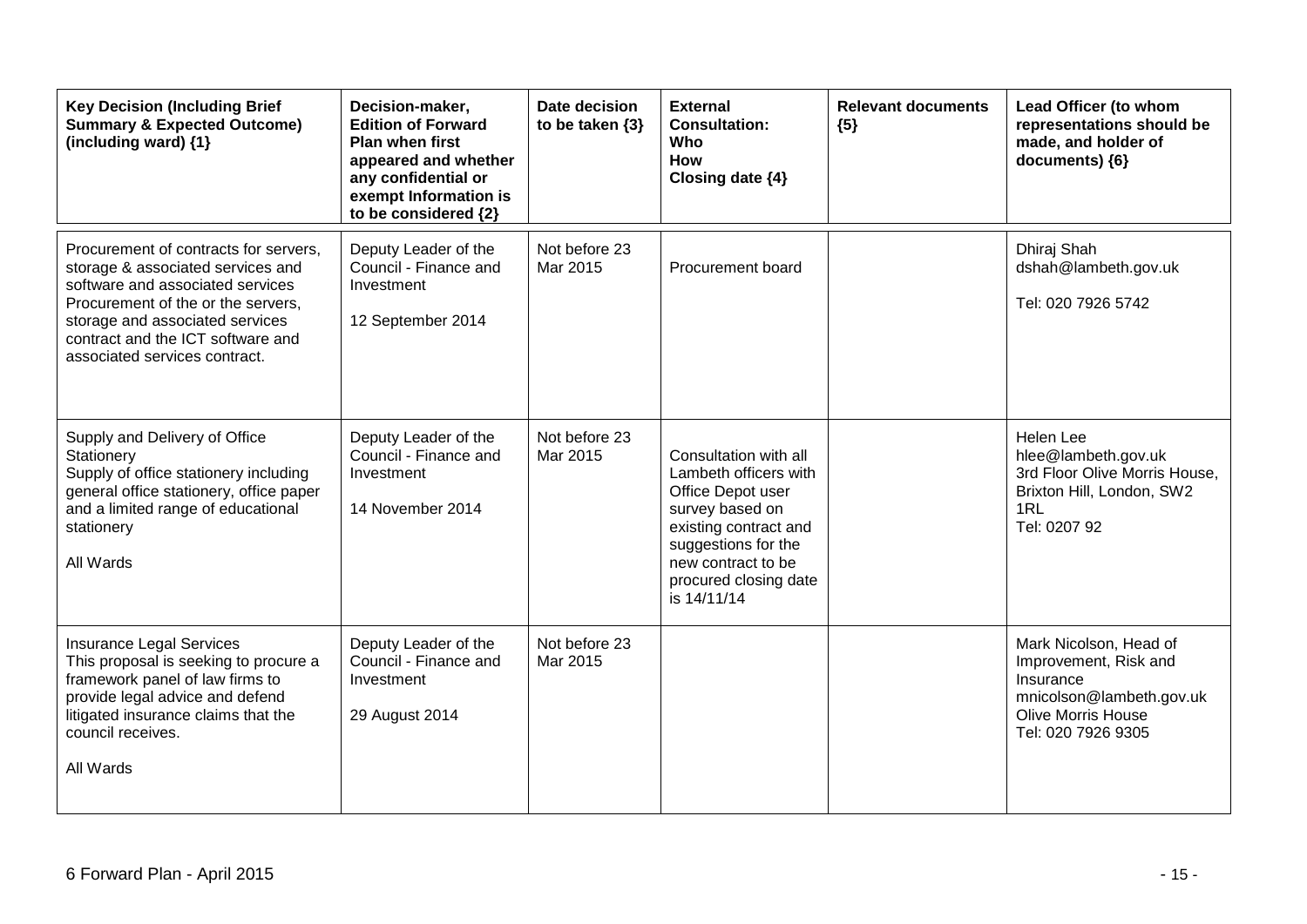| Key Decision (Including Brief Summary & Expected Outcome) (including ward) {1} | Decision-maker, Edition of Forward Plan when first appeared and whether any confidential or exempt Information is to be considered {2} | Date decision to be taken {3} | External Consultation: Who How Closing date {4} | Relevant documents {5} | Lead Officer (to whom representations should be made, and holder of documents) {6} |
|---|---|---|---|---|---|
| Procurement of contracts for servers, storage & associated services and software and associated services<br>Procurement of the or the servers, storage and associated services contract and the ICT software and associated services contract. | Deputy Leader of the Council - Finance and Investment<br><br>12 September 2014 | Not before 23 Mar 2015 | Procurement board | | Dhiraj Shah<br>dshah@lambeth.gov.uk<br><br>Tel: 020 7926 5742 |
| Supply and Delivery of Office Stationery<br>Supply of office stationery including general office stationery, office paper and a limited range of educational stationery<br><br>All Wards | Deputy Leader of the Council - Finance and Investment<br><br>14 November 2014 | Not before 23 Mar 2015 | Consultation with all Lambeth officers with Office Depot user survey based on existing contract and suggestions for the new contract to be procured closing date is 14/11/14 | | Helen Lee<br>hlee@lambeth.gov.uk<br>3rd Floor Olive Morris House, Brixton Hill, London, SW2 1RL<br>Tel: 0207 92 |
| Insurance Legal Services<br>This proposal is seeking to procure a framework panel of law firms to provide legal advice and defend litigated insurance claims that the council receives.<br><br>All Wards | Deputy Leader of the Council - Finance and Investment<br><br>29 August 2014 | Not before 23 Mar 2015 | | | Mark Nicolson, Head of Improvement, Risk and Insurance<br>mnicolson@lambeth.gov.uk<br>Olive Morris House<br>Tel: 020 7926 9305 |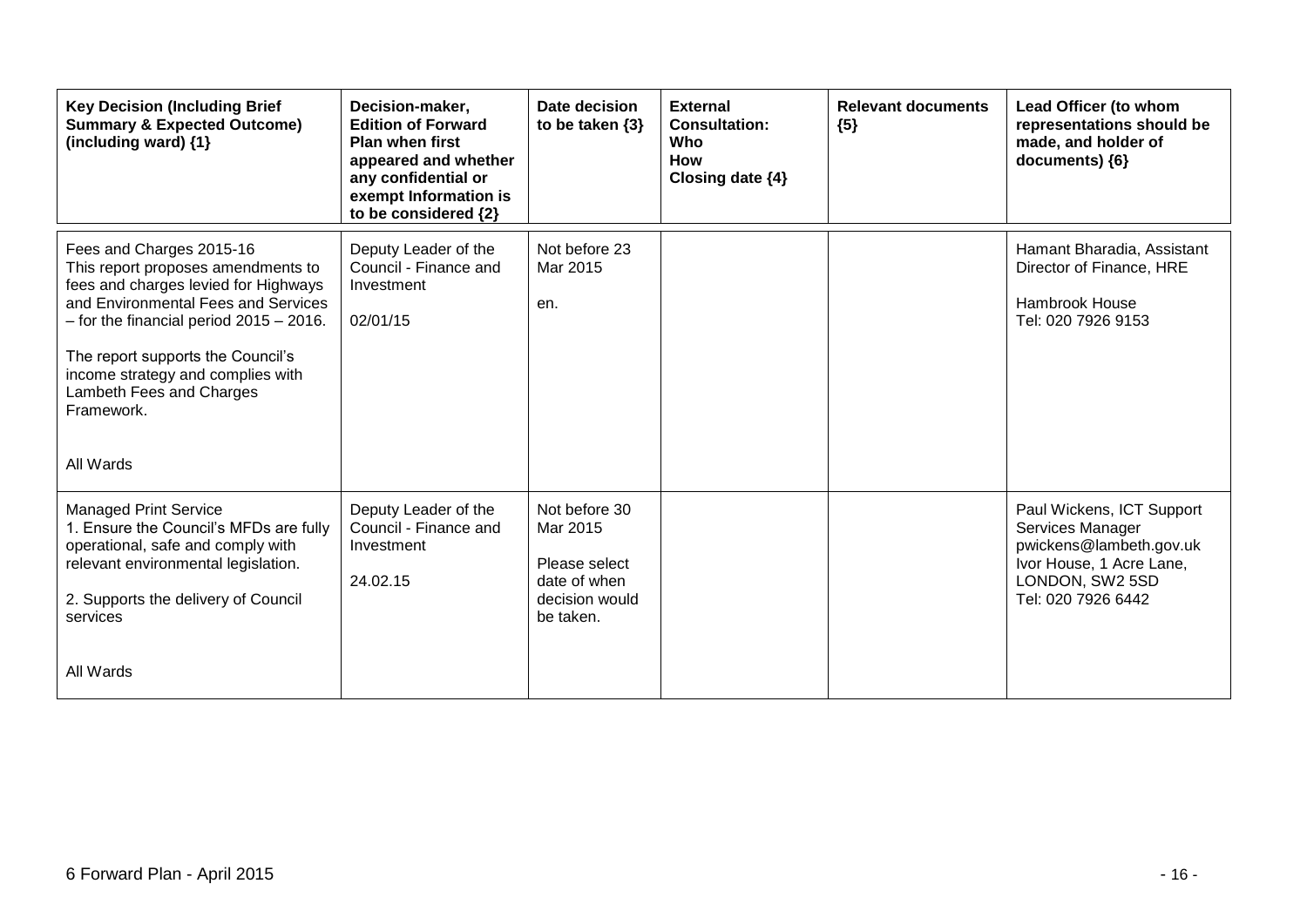| Key Decision (Including Brief Summary & Expected Outcome) (including ward) {1} | Decision-maker, Edition of Forward Plan when first appeared and whether any confidential or exempt Information is to be considered {2} | Date decision to be taken {3} | External Consultation: Who How Closing date {4} | Relevant documents {5} | Lead Officer (to whom representations should be made, and holder of documents) {6} |
|---|---|---|---|---|---|
| Fees and Charges 2015-16<br>This report proposes amendments to fees and charges levied for Highways and Environmental Fees and Services – for the financial period 2015 – 2016.<br><br>The report supports the Council's income strategy and complies with Lambeth Fees and Charges Framework.<br><br>All Wards | Deputy Leader of the Council - Finance and Investment<br><br>02/01/15 | Not before 23 Mar 2015<br><br>en. | | | Hamant Bharadia, Assistant Director of Finance, HRE<br><br>Hambrook House<br>Tel: 020 7926 9153 |
| Managed Print Service<br>1. Ensure the Council's MFDs are fully operational, safe and comply with relevant environmental legislation.<br><br>2. Supports the delivery of Council services<br><br>All Wards | Deputy Leader of the Council - Finance and Investment<br><br>24.02.15 | Not before 30 Mar 2015<br><br>Please select date of when decision would be taken. | | | Paul Wickens, ICT Support Services Manager<br>pwickens@lambeth.gov.uk<br>Ivor House, 1 Acre Lane, LONDON, SW2 5SD<br>Tel: 020 7926 6442 |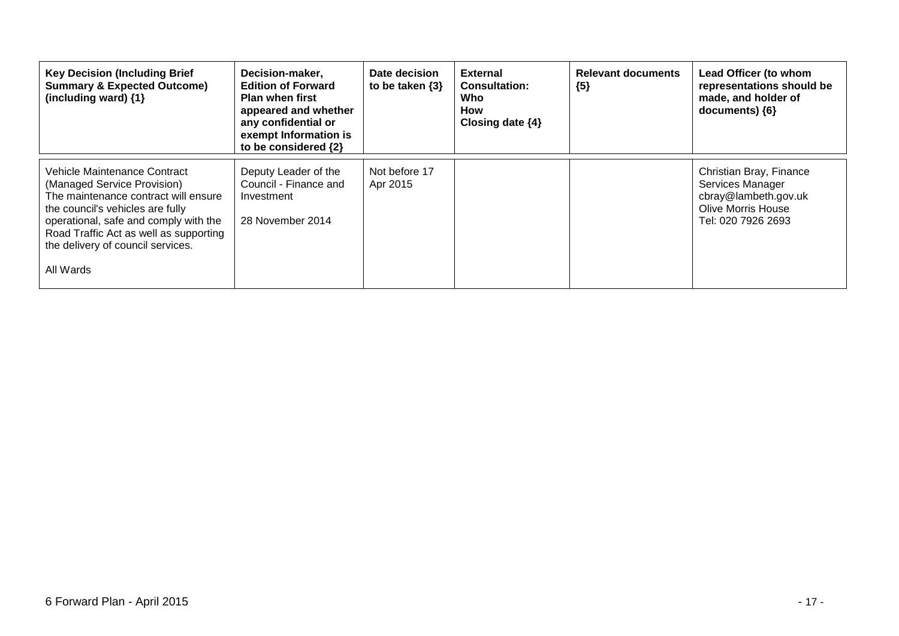| Key Decision (Including Brief Summary & Expected Outcome) (including ward) {1} | Decision-maker, Edition of Forward Plan when first appeared and whether any confidential or exempt Information is to be considered {2} | Date decision to be taken {3} | External Consultation: Who How Closing date {4} | Relevant documents {5} | Lead Officer (to whom representations should be made, and holder of documents) {6} |
|---|---|---|---|---|---|
| Vehicle Maintenance Contract (Managed Service Provision)<br>The maintenance contract will ensure the council's vehicles are fully operational, safe and comply with the Road Traffic Act as well as supporting the delivery of council services.<br><br>All Wards | Deputy Leader of the Council - Finance and Investment<br><br>28 November 2014 | Not before 17 Apr 2015 | | | Christian Bray, Finance Services Manager<br>cbray@lambeth.gov.uk<br>Olive Morris House<br>Tel: 020 7926 2693 |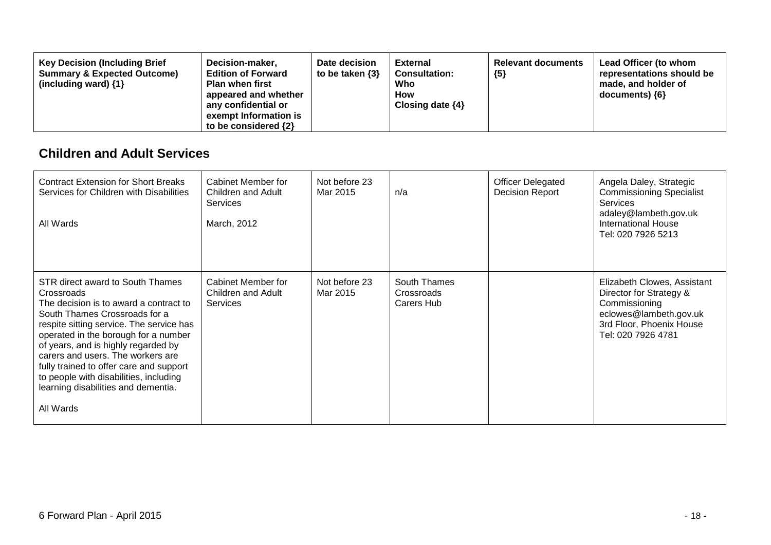| Key Decision (Including Brief Summary & Expected Outcome) (including ward) {1} | Decision-maker, Edition of Forward Plan when first appeared and whether any confidential or exempt Information is to be considered {2} | Date decision to be taken {3} | External Consultation: Who How Closing date {4} | Relevant documents {5} | Lead Officer (to whom representations should be made, and holder of documents) {6} |
|---|---|---|---|---|---|

## Children and Adult Services

| Key Decision (Including Brief Summary & Expected Outcome) (including ward) {1} | Decision-maker, Edition of Forward Plan when first appeared and whether any confidential or exempt Information is to be considered {2} | Date decision to be taken {3} | External Consultation: Who How Closing date {4} | Relevant documents {5} | Lead Officer (to whom representations should be made, and holder of documents) {6} |
|---|---|---|---|---|---|
| Contract Extension for Short Breaks Services for Children with Disabilities<br><br>All Wards | Cabinet Member for Children and Adult Services<br><br>March, 2012 | Not before 23 Mar 2015 | n/a | Officer Delegated Decision Report | Angela Daley, Strategic Commissioning Specialist Services<br>adaley@lambeth.gov.uk<br>International House<br>Tel: 020 7926 5213 |
| STR direct award to South Thames Crossroads<br>The decision is to award a contract to South Thames Crossroads for a respite sitting service. The service has operated in the borough for a number of years, and is highly regarded by carers and users. The workers are fully trained to offer care and support to people with disabilities, including learning disabilities and dementia.<br><br>All Wards | Cabinet Member for Children and Adult Services | Not before 23 Mar 2015 | South Thames Crossroads Carers Hub | | Elizabeth Clowes, Assistant Director for Strategy & Commissioning<br>eclowes@lambeth.gov.uk<br>3rd Floor, Phoenix House<br>Tel: 020 7926 4781 |

6 Forward Plan - April 2015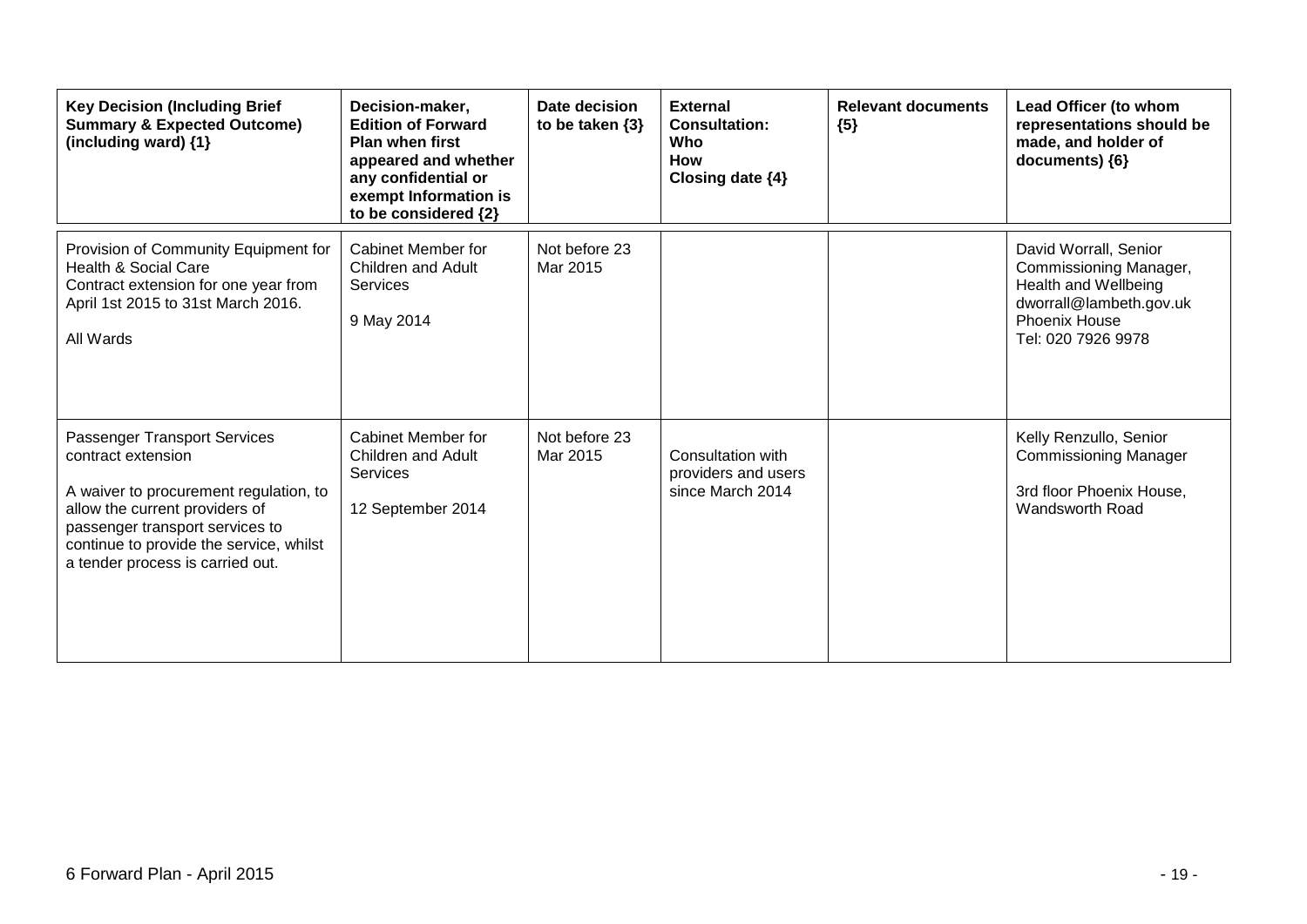| Key Decision (Including Brief Summary & Expected Outcome) (including ward) {1} | Decision-maker, Edition of Forward Plan when first appeared and whether any confidential or exempt Information is to be considered {2} | Date decision to be taken {3} | External Consultation: Who How Closing date {4} | Relevant documents {5} | Lead Officer (to whom representations should be made, and holder of documents) {6} |
|---|---|---|---|---|---|
| Provision of Community Equipment for Health & Social Care<br>Contract extension for one year from April 1st 2015 to 31st March 2016.<br><br>All Wards | Cabinet Member for Children and Adult Services<br><br>9 May 2014 | Not before 23 Mar 2015 | | | David Worrall, Senior Commissioning Manager, Health and Wellbeing<br>dworrall@lambeth.gov.uk<br>Phoenix House<br>Tel: 020 7926 9978 |
| Passenger Transport Services contract extension<br><br>A waiver to procurement regulation, to allow the current providers of passenger transport services to continue to provide the service, whilst a tender process is carried out. | Cabinet Member for Children and Adult Services<br><br>12 September 2014 | Not before 23 Mar 2015 | Consultation with providers and users since March 2014 | | Kelly Renzullo, Senior Commissioning Manager<br><br>3rd floor Phoenix House, Wandsworth Road |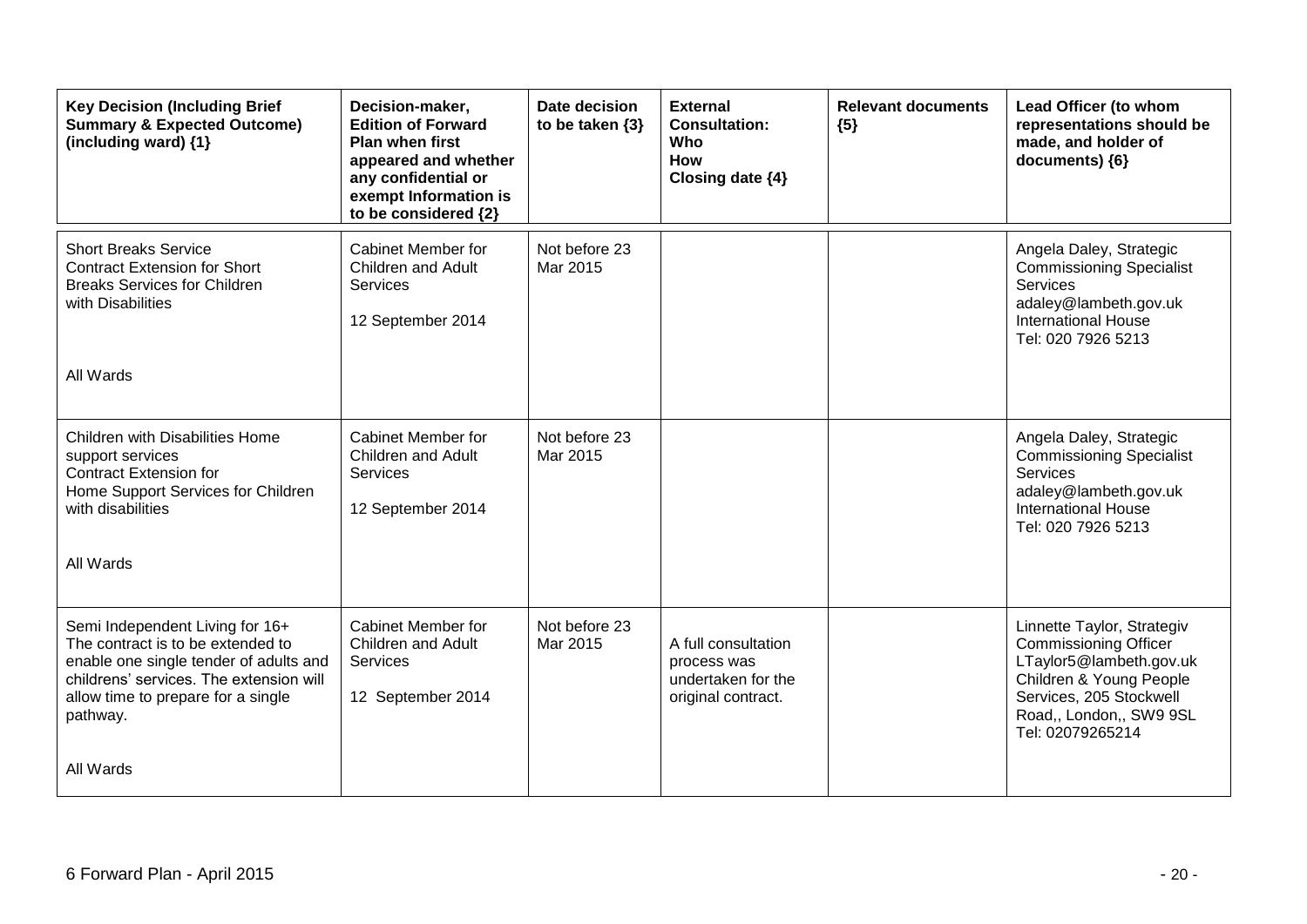| Key Decision (Including Brief Summary & Expected Outcome) (including ward) {1} | Decision-maker, Edition of Forward Plan when first appeared and whether any confidential or exempt Information is to be considered {2} | Date decision to be taken {3} | External Consultation: Who How Closing date {4} | Relevant documents {5} | Lead Officer (to whom representations should be made, and holder of documents) {6} |
|---|---|---|---|---|---|
| Short Breaks Service<br>Contract Extension for Short Breaks Services for Children with Disabilities<br><br>All Wards | Cabinet Member for Children and Adult Services<br><br>12 September 2014 | Not before 23 Mar 2015 | | | Angela Daley, Strategic Commissioning Specialist Services<br>adaley@lambeth.gov.uk<br>International House<br>Tel: 020 7926 5213 |
| Children with Disabilities Home support services<br>Contract Extension for Home Support Services for Children with disabilities<br><br>All Wards | Cabinet Member for Children and Adult Services<br><br>12 September 2014 | Not before 23 Mar 2015 | | | Angela Daley, Strategic Commissioning Specialist Services<br>adaley@lambeth.gov.uk<br>International House<br>Tel: 020 7926 5213 |
| Semi Independent Living for 16+<br>The contract is to be extended to enable one single tender of adults and childrens' services. The extension will allow time to prepare for a single pathway.<br><br>All Wards | Cabinet Member for Children and Adult Services<br><br>12 September 2014 | Not before 23 Mar 2015 | A full consultation process was undertaken for the original contract. | | Linnette Taylor, Strategiv Commissioning Officer<br>LTaylor5@lambeth.gov.uk<br>Children & Young People Services, 205 Stockwell Road,, London,, SW9 9SL<br>Tel: 02079265214 |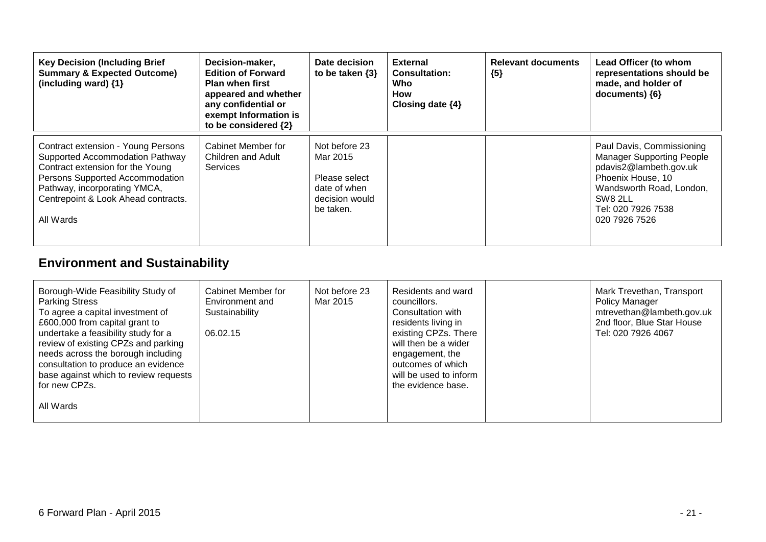| Key Decision (Including Brief Summary & Expected Outcome) (including ward) {1} | Decision-maker, Edition of Forward Plan when first appeared and whether any confidential or exempt Information is to be considered {2} | Date decision to be taken {3} | External Consultation: Who How Closing date {4} | Relevant documents {5} | Lead Officer (to whom representations should be made, and holder of documents) {6} |
|---|---|---|---|---|---|
| Contract extension - Young Persons Supported Accommodation Pathway<br>Contract extension for the Young Persons Supported Accommodation Pathway, incorporating YMCA, Centrepoint & Look Ahead contracts.<br><br>All Wards | Cabinet Member for Children and Adult Services | Not before 23 Mar 2015<br><br>Please select date of when decision would be taken. | | | Paul Davis, Commissioning Manager Supporting People<br>pdavis2@lambeth.gov.uk<br>Phoenix House, 10 Wandsworth Road, London, SW8 2LL<br>Tel: 020 7926 7538<br>020 7926 7526 |

## Environment and Sustainability

| Key Decision (Including Brief Summary & Expected Outcome) (including ward) {1} | Decision-maker, Edition of Forward Plan when first appeared and whether any confidential or exempt Information is to be considered {2} | Date decision to be taken {3} | External Consultation: Who How Closing date {4} | Relevant documents {5} | Lead Officer (to whom representations should be made, and holder of documents) {6} |
|---|---|---|---|---|---|
| Borough-Wide Feasibility Study of Parking Stress<br>To agree a capital investment of £600,000 from capital grant to undertake a feasibility study for a review of existing CPZs and parking needs across the borough including consultation to produce an evidence base against which to review requests for new CPZs.<br><br>All Wards | Cabinet Member for Environment and Sustainability<br><br>06.02.15 | Not before 23 Mar 2015 | Residents and ward councillors.<br>Consultation with residents living in existing CPZs. There will then be a wider engagement, the outcomes of which will be used to inform the evidence base. | | Mark Trevethan, Transport Policy Manager<br>mtrevethan@lambeth.gov.uk<br>2nd floor, Blue Star House<br>Tel: 020 7926 4067 |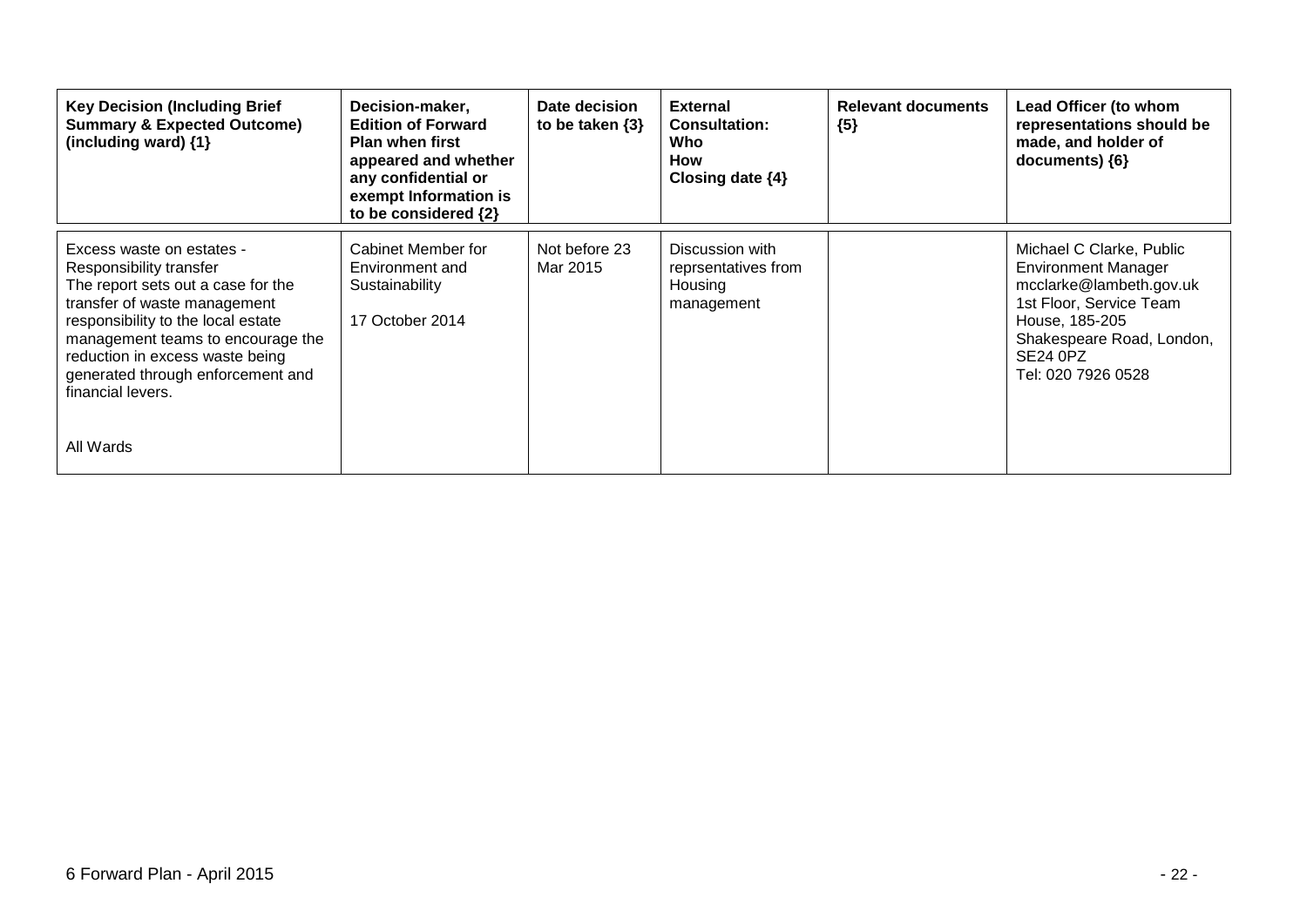| Key Decision (Including Brief Summary & Expected Outcome) (including ward) {1} | Decision-maker, Edition of Forward Plan when first appeared and whether any confidential or exempt Information is to be considered {2} | Date decision to be taken {3} | External Consultation: Who How Closing date {4} | Relevant documents {5} | Lead Officer (to whom representations should be made, and holder of documents) {6} |
|---|---|---|---|---|---|
| Excess waste on estates - Responsibility transfer<br>The report sets out a case for the transfer of waste management responsibility to the local estate management teams to encourage the reduction in excess waste being generated through enforcement and financial levers.<br><br>All Wards | Cabinet Member for Environment and Sustainability<br><br>17 October 2014 | Not before 23 Mar 2015 | Discussion with reprsentatives from Housing management | | Michael C Clarke, Public Environment Manager<br>mcclarke@lambeth.gov.uk<br>1st Floor, Service Team House, 185-205 Shakespeare Road, London, SE24 0PZ<br>Tel: 020 7926 0528 |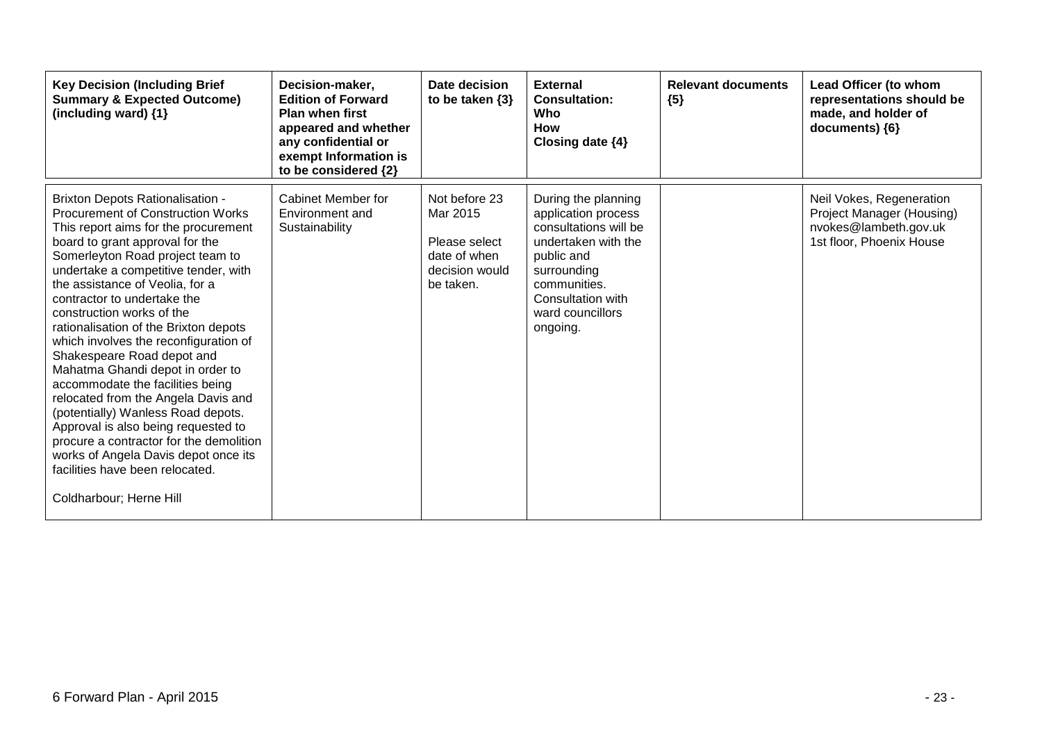| Key Decision (Including Brief Summary & Expected Outcome) (including ward) {1} | Decision-maker, Edition of Forward Plan when first appeared and whether any confidential or exempt Information is to be considered {2} | Date decision to be taken {3} | External Consultation: Who How Closing date {4} | Relevant documents {5} | Lead Officer (to whom representations should be made, and holder of documents) {6} |
|---|---|---|---|---|---|
| Brixton Depots Rationalisation - Procurement of Construction Works<br>This report aims for the procurement board to grant approval for the Somerleyton Road project team to undertake a competitive tender, with the assistance of Veolia, for a contractor to undertake the construction works of the rationalisation of the Brixton depots which involves the reconfiguration of Shakespeare Road depot and Mahatma Ghandi depot in order to accommodate the facilities being relocated from the Angela Davis and (potentially) Wanless Road depots. Approval is also being requested to procure a contractor for the demolition works of Angela Davis depot once its facilities have been relocated.<br><br>Coldharbour; Herne Hill | Cabinet Member for Environment and Sustainability | Not before 23 Mar 2015<br><br>Please select date of when decision would be taken. | During the planning application process consultations will be undertaken with the public and surrounding communities. Consultation with ward councillors ongoing. | | Neil Vokes, Regeneration Project Manager (Housing)<br>nvokes@lambeth.gov.uk<br>1st floor, Phoenix House |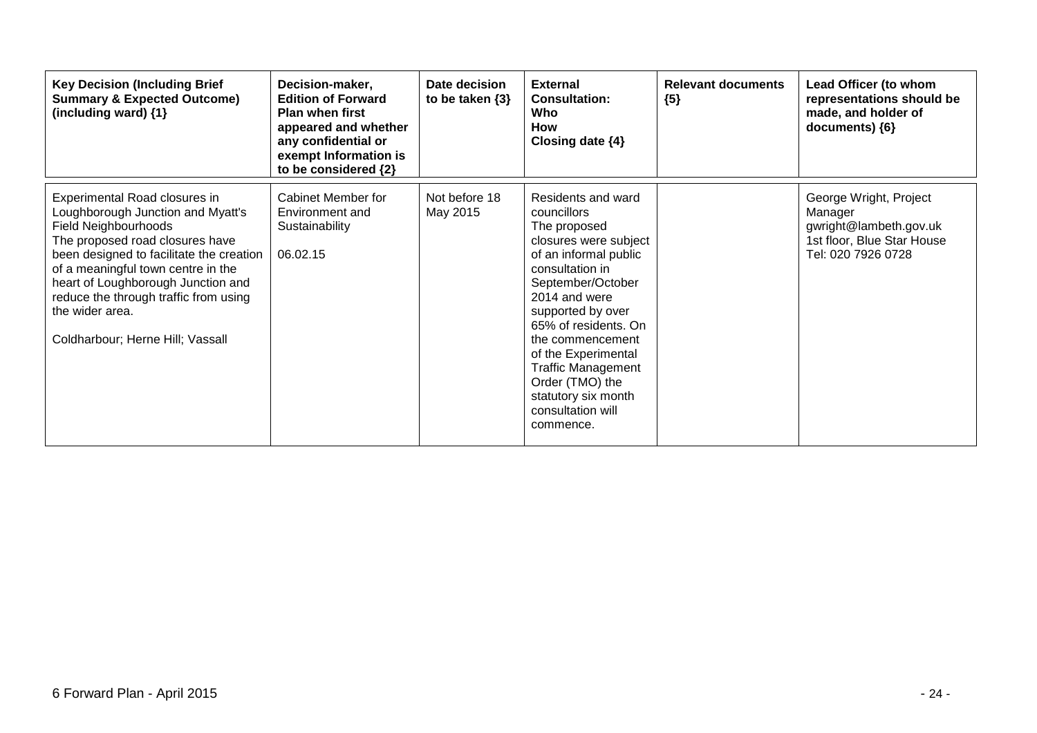| Key Decision (Including Brief Summary & Expected Outcome) (including ward) {1} | Decision-maker, Edition of Forward Plan when first appeared and whether any confidential or exempt Information is to be considered {2} | Date decision to be taken {3} | External Consultation: Who How Closing date {4} | Relevant documents {5} | Lead Officer (to whom representations should be made, and holder of documents) {6} |
|---|---|---|---|---|---|
| Experimental Road closures in Loughborough Junction and Myatt's Field Neighbourhoods<br>The proposed road closures have been designed to facilitate the creation of a meaningful town centre in the heart of Loughborough Junction and reduce the through traffic from using the wider area.<br><br>Coldharbour; Herne Hill; Vassall | Cabinet Member for Environment and Sustainability<br><br>06.02.15 | Not before 18 May 2015 | Residents and ward councillors<br>The proposed closures were subject of an informal public consultation in September/October 2014 and were supported by over 65% of residents. On the commencement of the Experimental Traffic Management Order (TMO) the statutory six month consultation will commence. | | George Wright, Project Manager<br>gwright@lambeth.gov.uk<br>1st floor, Blue Star House<br>Tel: 020 7926 0728 |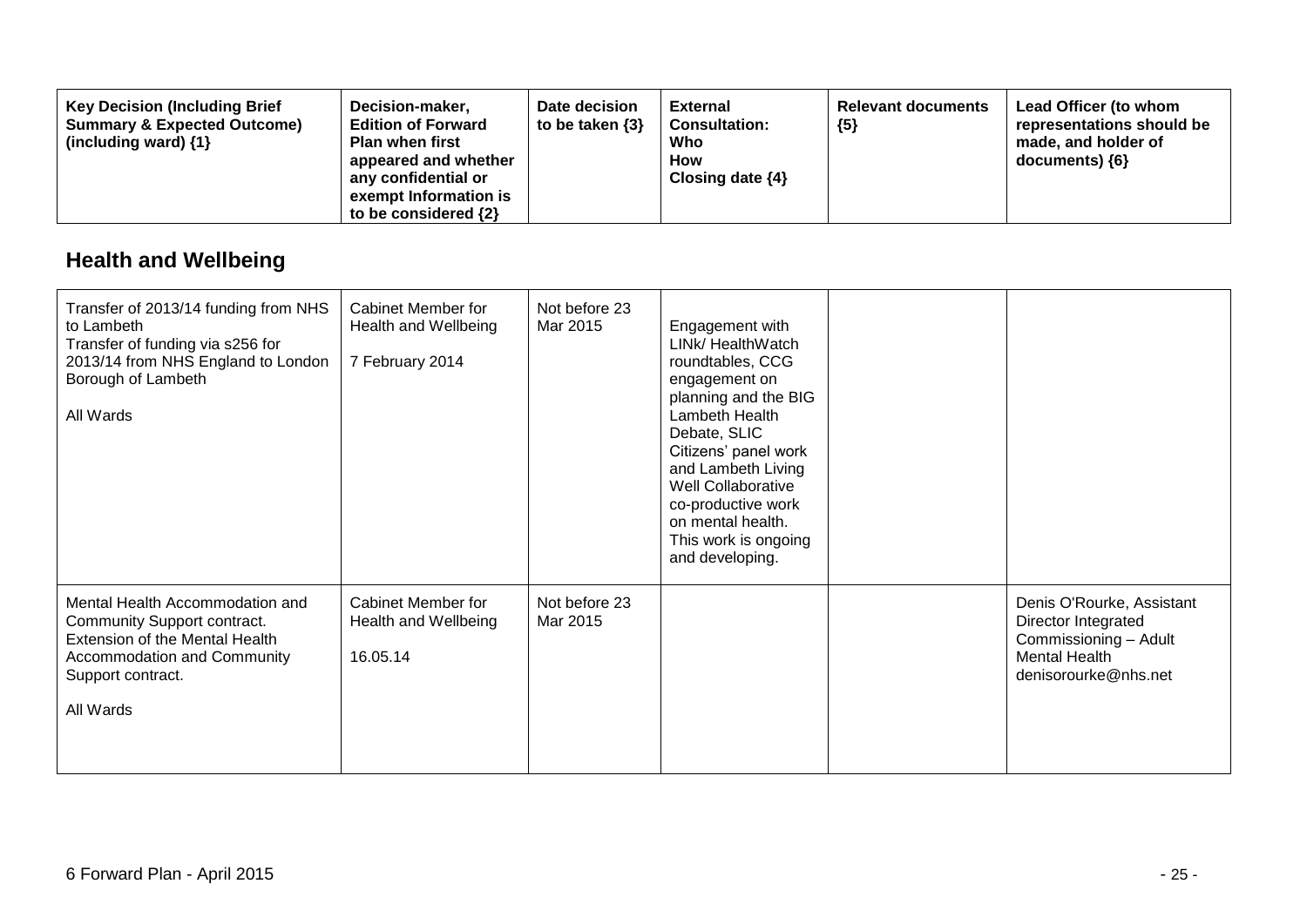| Key Decision (Including Brief Summary & Expected Outcome) (including ward) {1} | Decision-maker, Edition of Forward Plan when first appeared and whether any confidential or exempt Information is to be considered {2} | Date decision to be taken {3} | External Consultation: Who How Closing date {4} | Relevant documents {5} | Lead Officer (to whom representations should be made, and holder of documents) {6} |
|---|---|---|---|---|---|

## Health and Wellbeing

| | | | | | |
|---|---|---|---|---|---|
| Transfer of 2013/14 funding from NHS to Lambeth<br>Transfer of funding via s256 for 2013/14 from NHS England to London Borough of Lambeth<br><br>All Wards | Cabinet Member for Health and Wellbeing<br><br>7 February 2014 | Not before 23 Mar 2015 | Engagement with LINk/ HealthWatch roundtables, CCG engagement on planning and the BIG Lambeth Health Debate, SLIC Citizens' panel work and Lambeth Living Well Collaborative co-productive work on mental health. This work is ongoing and developing. | | |
| Mental Health Accommodation and Community Support contract.<br>Extension of the Mental Health Accommodation and Community Support contract.<br><br>All Wards | Cabinet Member for Health and Wellbeing<br><br>16.05.14 | Not before 23 Mar 2015 | | | Denis O'Rourke, Assistant Director Integrated Commissioning – Adult Mental Health<br>denisorourke@nhs.net |

6 Forward Plan - April 2015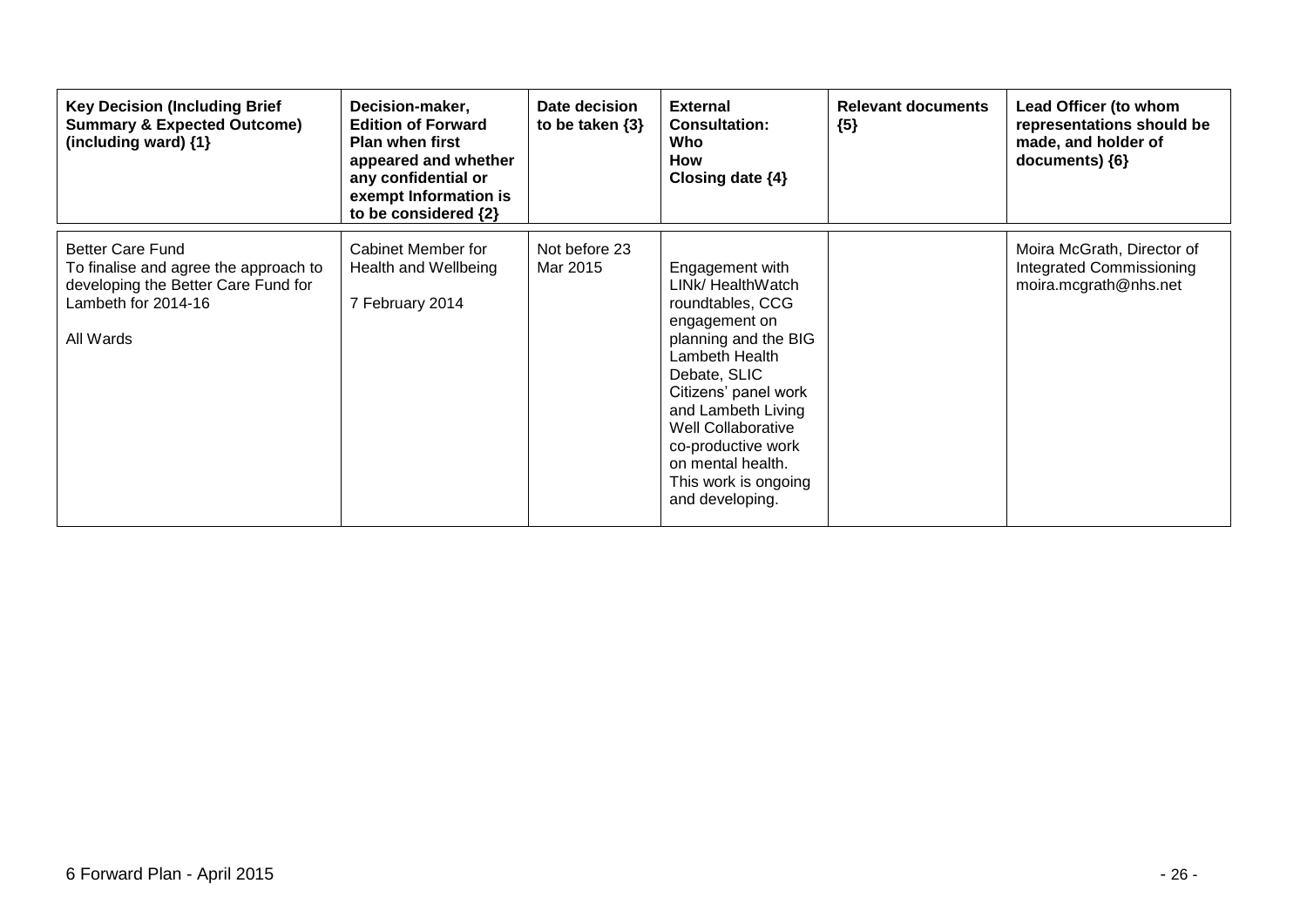| Key Decision (Including Brief Summary & Expected Outcome) (including ward) {1} | Decision-maker, Edition of Forward Plan when first appeared and whether any confidential or exempt Information is to be considered {2} | Date decision to be taken {3} | External Consultation: Who How Closing date {4} | Relevant documents {5} | Lead Officer (to whom representations should be made, and holder of documents) {6} |
|---|---|---|---|---|---|
| Better Care Fund<br>To finalise and agree the approach to developing the Better Care Fund for Lambeth for 2014-16<br><br>All Wards | Cabinet Member for Health and Wellbeing<br><br>7 February 2014 | Not before 23 Mar 2015 | Engagement with LINk/ HealthWatch roundtables, CCG engagement on planning and the BIG Lambeth Health Debate, SLIC Citizens' panel work and Lambeth Living Well Collaborative co-productive work on mental health. This work is ongoing and developing. | | Moira McGrath, Director of Integrated Commissioning<br>moira.mcgrath@nhs.net |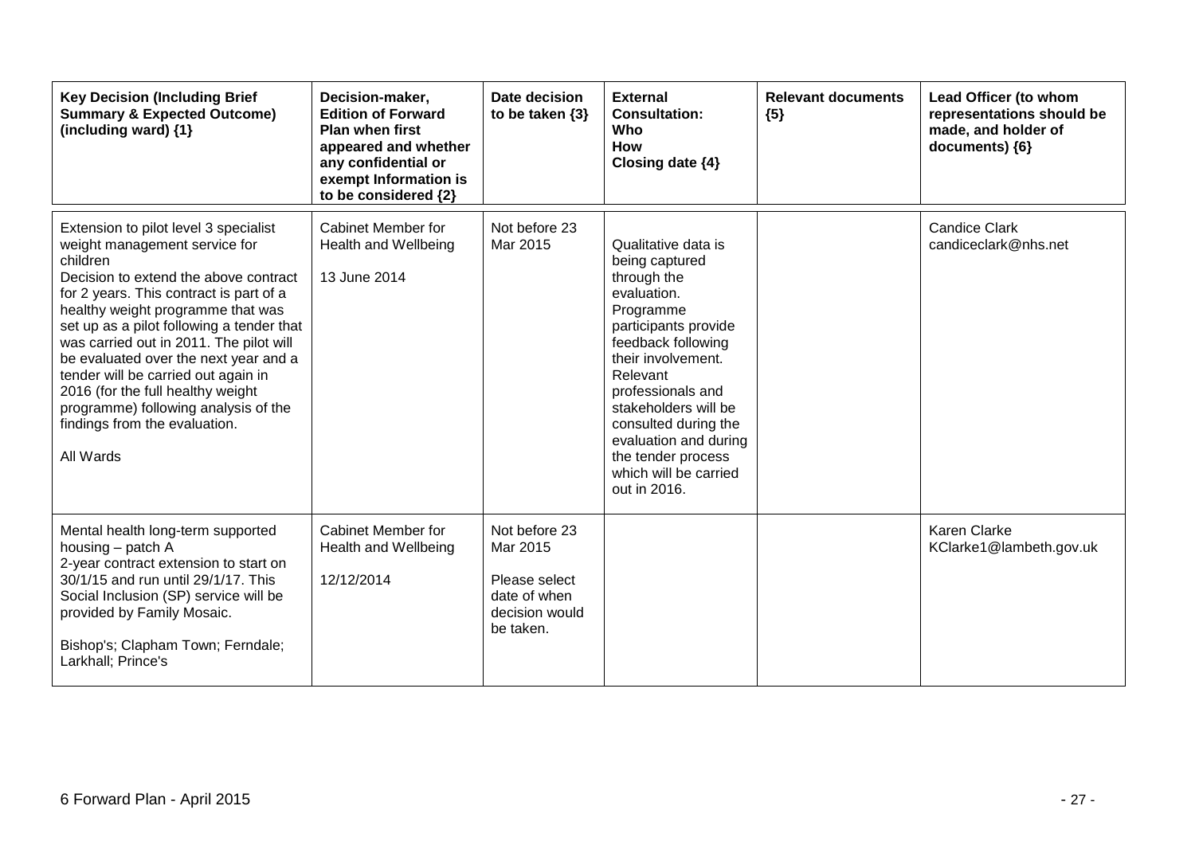| Key Decision (Including Brief Summary & Expected Outcome) (including ward) {1} | Decision-maker, Edition of Forward Plan when first appeared and whether any confidential or exempt Information is to be considered {2} | Date decision to be taken {3} | External Consultation: Who How Closing date {4} | Relevant documents {5} | Lead Officer (to whom representations should be made, and holder of documents) {6} |
|---|---|---|---|---|---|
| Extension to pilot level 3 specialist weight management service for children<br>Decision to extend the above contract for 2 years. This contract is part of a healthy weight programme that was set up as a pilot following a tender that was carried out in 2011. The pilot will be evaluated over the next year and a tender will be carried out again in 2016 (for the full healthy weight programme) following analysis of the findings from the evaluation.<br><br>All Wards | Cabinet Member for Health and Wellbeing<br><br>13 June 2014 | Not before 23 Mar 2015 | Qualitative data is being captured through the evaluation. Programme participants provide feedback following their involvement. Relevant professionals and stakeholders will be consulted during the evaluation and during the tender process which will be carried out in 2016. | | Candice Clark<br>candiceclark@nhs.net |
| Mental health long-term supported housing – patch A<br>2-year contract extension to start on 30/1/15 and run until 29/1/17. This Social Inclusion (SP) service will be provided by Family Mosaic.<br><br>Bishop's; Clapham Town; Ferndale; Larkhall; Prince's | Cabinet Member for Health and Wellbeing<br><br>12/12/2014 | Not before 23 Mar 2015<br><br>Please select date of when decision would be taken. | | | Karen Clarke<br>KClarke1@lambeth.gov.uk |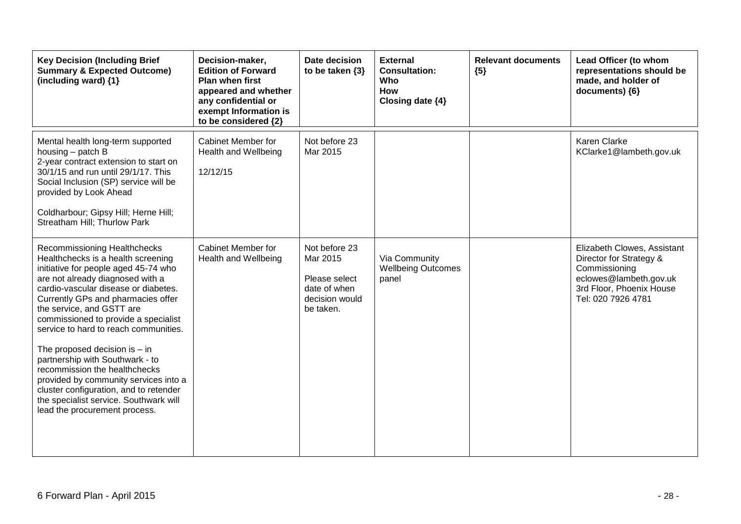| Key Decision (Including Brief Summary & Expected Outcome) (including ward) {1} | Decision-maker, Edition of Forward Plan when first appeared and whether any confidential or exempt Information is to be considered {2} | Date decision to be taken {3} | External Consultation: Who How Closing date {4} | Relevant documents {5} | Lead Officer (to whom representations should be made, and holder of documents) {6} |
|---|---|---|---|---|---|
| Mental health long-term supported housing – patch B<br>2-year contract extension to start on 30/1/15 and run until 29/1/17. This Social Inclusion (SP) service will be provided by Look Ahead<br><br>Coldharbour; Gipsy Hill; Herne Hill; Streatham Hill; Thurlow Park | Cabinet Member for Health and Wellbeing<br><br>12/12/15 | Not before 23 Mar 2015 | | | Karen Clarke<br>KClarke1@lambeth.gov.uk |
| Recommissioning Healthchecks<br>Healthchecks is a health screening initiative for people aged 45-74 who are not already diagnosed with a cardio-vascular disease or diabetes. Currently GPs and pharmacies offer the service, and GSTT are commissioned to provide a specialist service to hard to reach communities.<br><br>The proposed decision is – in partnership with Southwark - to recommission the healthchecks provided by community services into a cluster configuration, and to retender the specialist service. Southwark will lead the procurement process. | Cabinet Member for Health and Wellbeing | Not before 23 Mar 2015<br><br>Please select date of when decision would be taken. | Via Community Wellbeing Outcomes panel | | Elizabeth Clowes, Assistant Director for Strategy & Commissioning<br>eclowes@lambeth.gov.uk<br>3rd Floor, Phoenix House<br>Tel: 020 7926 4781 |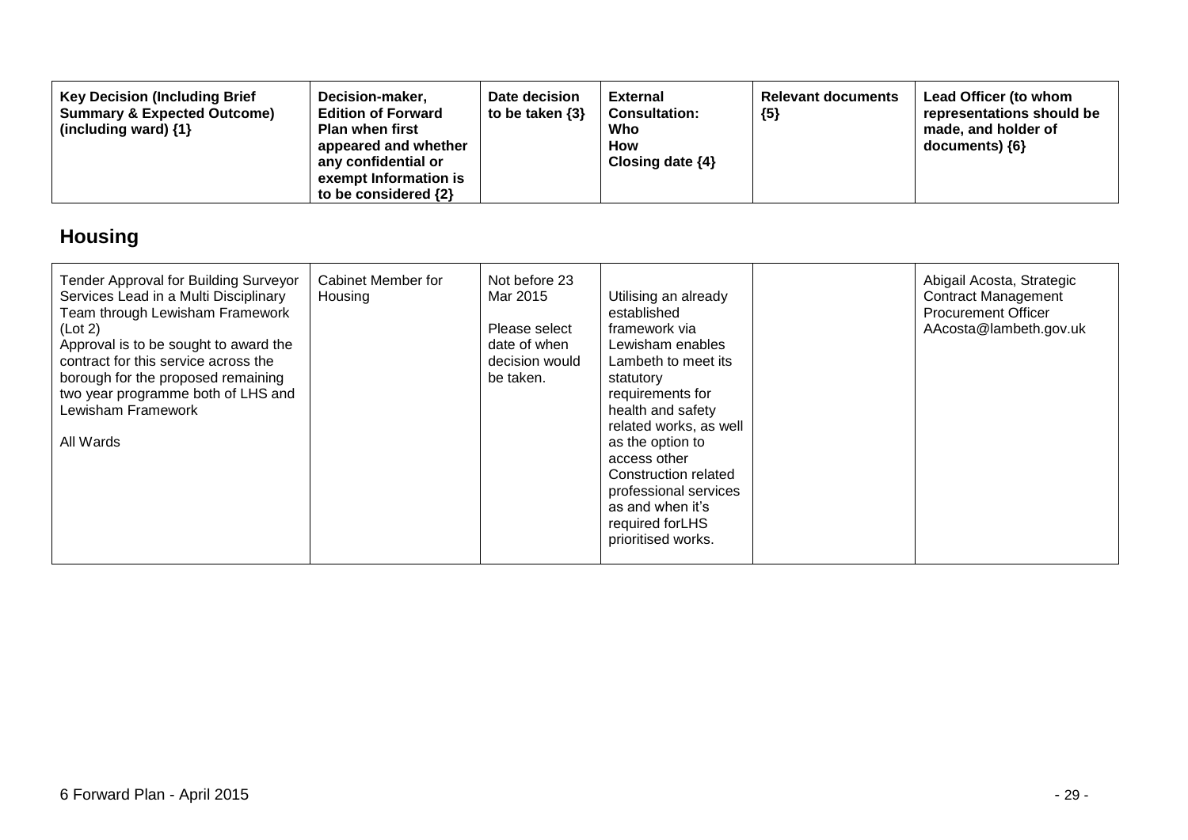| Key Decision (Including Brief Summary & Expected Outcome) (including ward) {1} | Decision-maker, Edition of Forward Plan when first appeared and whether any confidential or exempt Information is to be considered {2} | Date decision to be taken {3} | External Consultation: Who How Closing date {4} | Relevant documents {5} | Lead Officer (to whom representations should be made, and holder of documents) {6} |
|---|---|---|---|---|---|

## Housing

| Key Decision (Including Brief Summary & Expected Outcome) (including ward) {1} | Decision-maker, Edition of Forward Plan when first appeared and whether any confidential or exempt Information is to be considered {2} | Date decision to be taken {3} | External Consultation: Who How Closing date {4} | Relevant documents {5} | Lead Officer (to whom representations should be made, and holder of documents) {6} |
|---|---|---|---|---|---|
| Tender Approval for Building Surveyor Services Lead in a Multi Disciplinary Team through Lewisham Framework (Lot 2)<br>Approval is to be sought to award the contract for this service across the borough for the proposed remaining two year programme both of LHS and Lewisham Framework<br><br>All Wards | Cabinet Member for Housing | Not before 23 Mar 2015<br><br>Please select date of when decision would be taken. | Utilising an already established framework via Lewisham enables Lambeth to meet its statutory requirements for health and safety related works, as well as the option to access other Construction related professional services as and when it's required forLHS prioritised works. | | Abigail Acosta, Strategic Contract Management Procurement Officer AAcosta@lambeth.gov.uk |

6 Forward Plan - April 2015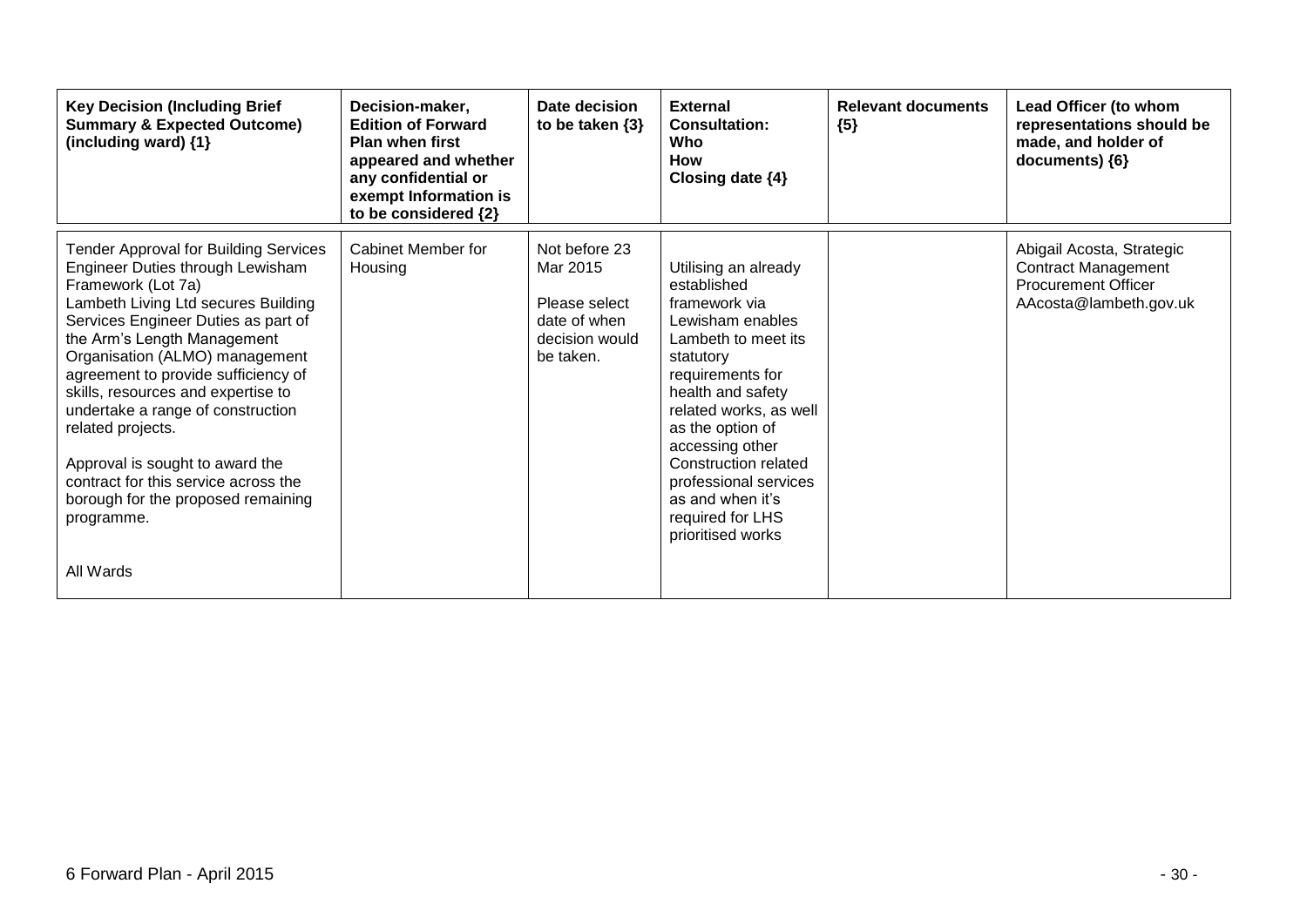| Key Decision (Including Brief Summary & Expected Outcome) (including ward) {1} | Decision-maker, Edition of Forward Plan when first appeared and whether any confidential or exempt Information is to be considered {2} | Date decision to be taken {3} | External Consultation: Who How Closing date {4} | Relevant documents {5} | Lead Officer (to whom representations should be made, and holder of documents) {6} |
|---|---|---|---|---|---|
| Tender Approval for Building Services Engineer Duties through Lewisham Framework (Lot 7a)<br>Lambeth Living Ltd secures Building Services Engineer Duties as part of the Arm's Length Management Organisation (ALMO) management agreement to provide sufficiency of skills, resources and expertise to undertake a range of construction related projects.<br><br>Approval is sought to award the contract for this service across the borough for the proposed remaining programme.<br><br>All Wards | Cabinet Member for Housing | Not before 23 Mar 2015<br><br>Please select date of when decision would be taken. | Utilising an already established framework via Lewisham enables Lambeth to meet its statutory requirements for health and safety related works, as well as the option of accessing other Construction related professional services as and when it's required for LHS prioritised works | | Abigail Acosta, Strategic Contract Management Procurement Officer<br>AAcosta@lambeth.gov.uk |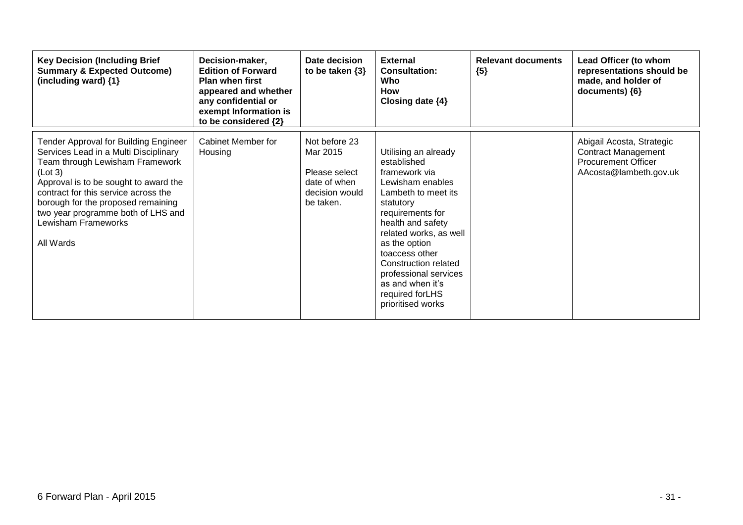| Key Decision (Including Brief Summary & Expected Outcome) (including ward) {1} | Decision-maker, Edition of Forward Plan when first appeared and whether any confidential or exempt Information is to be considered {2} | Date decision to be taken {3} | External Consultation: Who How Closing date {4} | Relevant documents {5} | Lead Officer (to whom representations should be made, and holder of documents) {6} |
|---|---|---|---|---|---|
| Tender Approval for Building Engineer Services Lead in a Multi Disciplinary Team through Lewisham Framework (Lot 3)<br>Approval is to be sought to award the contract for this service across the borough for the proposed remaining two year programme both of LHS and Lewisham Frameworks<br><br>All Wards | Cabinet Member for Housing | Not before 23 Mar 2015<br><br>Please select date of when decision would be taken. | Utilising an already established framework via Lewisham enables Lambeth to meet its statutory requirements for health and safety related works, as well as the option toaccess other Construction related professional services as and when it's required forLHS prioritised works | | Abigail Acosta, Strategic Contract Management Procurement Officer<br>AAcosta@lambeth.gov.uk |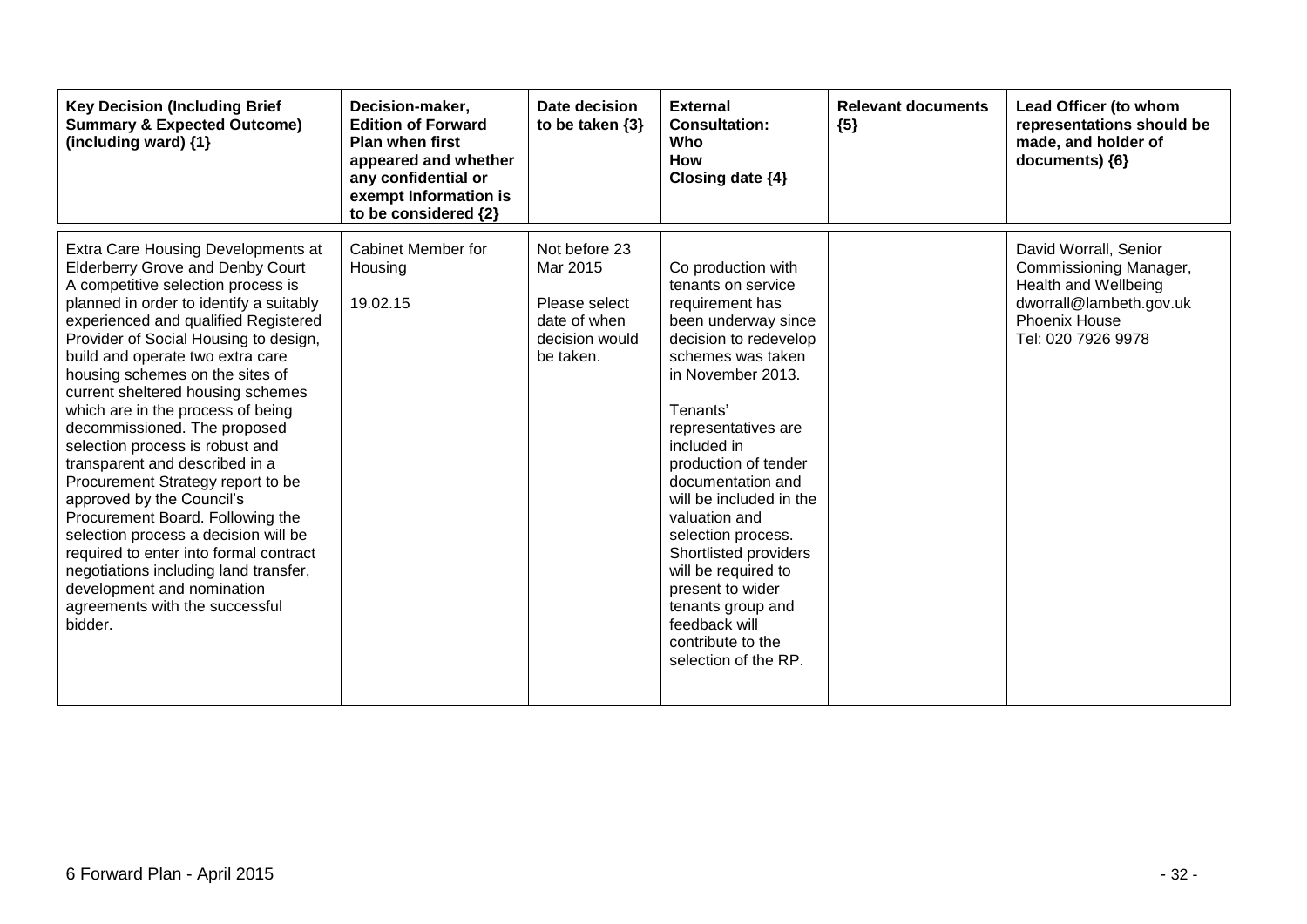| Key Decision (Including Brief Summary & Expected Outcome) (including ward) {1} | Decision-maker, Edition of Forward Plan when first appeared and whether any confidential or exempt Information is to be considered {2} | Date decision to be taken {3} | External Consultation: Who How Closing date {4} | Relevant documents {5} | Lead Officer (to whom representations should be made, and holder of documents) {6} |
|---|---|---|---|---|---|
| Extra Care Housing Developments at Elderberry Grove and Denby Court<br>A competitive selection process is planned in order to identify a suitably experienced and qualified Registered Provider of Social Housing to design, build and operate two extra care housing schemes on the sites of current sheltered housing schemes which are in the process of being decommissioned. The proposed selection process is robust and transparent and described in a Procurement Strategy report to be approved by the Council's Procurement Board. Following the selection process a decision will be required to enter into formal contract negotiations including land transfer, development and nomination agreements with the successful bidder. | Cabinet Member for Housing<br><br>19.02.15 | Not before 23 Mar 2015<br><br>Please select date of when decision would be taken. | Co production with tenants on service requirement has been underway since decision to redevelop schemes was taken in November 2013.<br><br>Tenants' representatives are included in production of tender documentation and will be included in the valuation and selection process. Shortlisted providers will be required to present to wider tenants group and feedback will contribute to the selection of the RP. | | David Worrall, Senior Commissioning Manager, Health and Wellbeing<br>dworrall@lambeth.gov.uk<br>Phoenix House<br>Tel: 020 7926 9978 |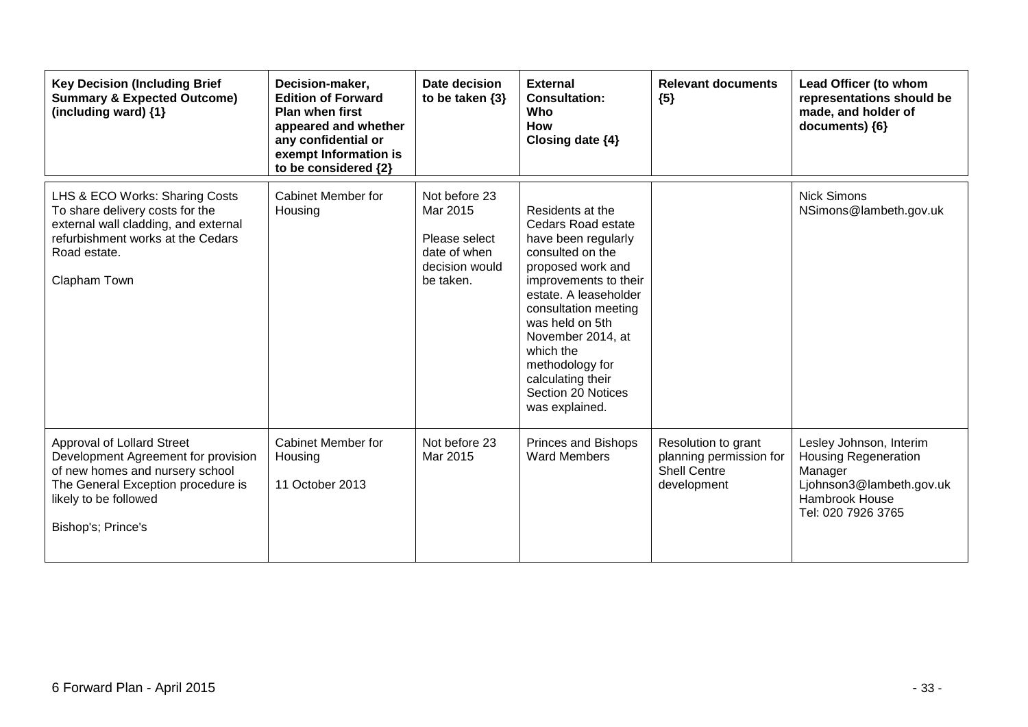| Key Decision (Including Brief Summary & Expected Outcome) (including ward) {1} | Decision-maker, Edition of Forward Plan when first appeared and whether any confidential or exempt Information is to be considered {2} | Date decision to be taken {3} | External Consultation: Who How Closing date {4} | Relevant documents {5} | Lead Officer (to whom representations should be made, and holder of documents) {6} |
|---|---|---|---|---|---|
| LHS & ECO Works: Sharing Costs<br>To share delivery costs for the external wall cladding, and external refurbishment works at the Cedars Road estate.<br><br>Clapham Town | Cabinet Member for Housing | Not before 23 Mar 2015<br><br>Please select date of when decision would be taken. | Residents at the Cedars Road estate have been regularly consulted on the proposed work and improvements to their estate. A leaseholder consultation meeting was held on 5th November 2014, at which the methodology for calculating their Section 20 Notices was explained. | | Nick Simons<br>NSimons@lambeth.gov.uk |
| Approval of Lollard Street Development Agreement for provision of new homes and nursery school<br>The General Exception procedure is likely to be followed<br><br>Bishop's; Prince's | Cabinet Member for Housing<br><br>11 October 2013 | Not before 23 Mar 2015 | Princes and Bishops Ward Members | Resolution to grant planning permission for Shell Centre development | Lesley Johnson, Interim Housing Regeneration Manager<br>Ljohnson3@lambeth.gov.uk<br>Hambrook House<br>Tel: 020 7926 3765 |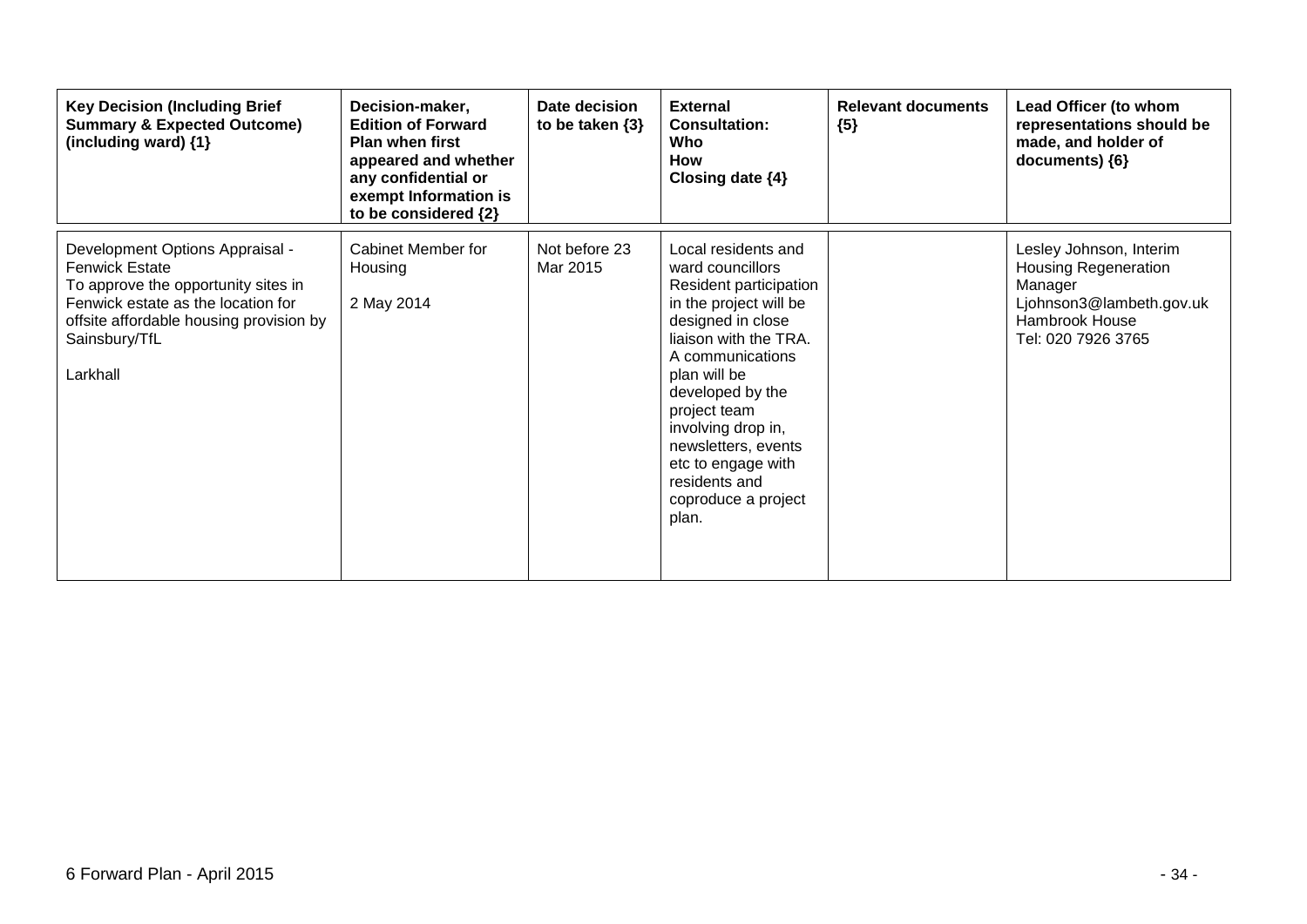| Key Decision (Including Brief Summary & Expected Outcome) (including ward) {1} | Decision-maker, Edition of Forward Plan when first appeared and whether any confidential or exempt Information is to be considered {2} | Date decision to be taken {3} | External Consultation: Who How Closing date {4} | Relevant documents {5} | Lead Officer (to whom representations should be made, and holder of documents) {6} |
|---|---|---|---|---|---|
| Development Options Appraisal - Fenwick Estate<br>To approve the opportunity sites in Fenwick estate as the location for offsite affordable housing provision by Sainsbury/TfL<br><br>Larkhall | Cabinet Member for Housing<br><br>2 May 2014 | Not before 23 Mar 2015 | Local residents and ward councillors<br>Resident participation in the project will be designed in close liaison with the TRA. A communications plan will be developed by the project team involving drop in, newsletters, events etc to engage with residents and coproduce a project plan. | | Lesley Johnson, Interim Housing Regeneration Manager<br>Ljohnson3@lambeth.gov.uk<br>Hambrook House<br>Tel: 020 7926 3765 |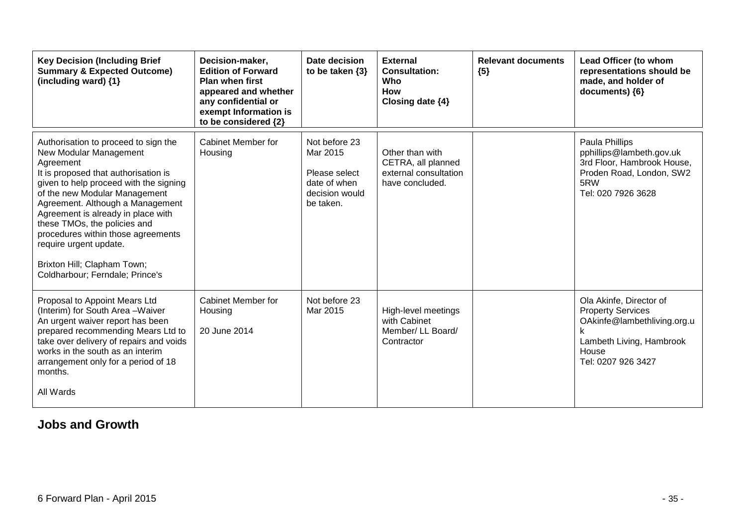| Key Decision (Including Brief Summary & Expected Outcome) (including ward) {1} | Decision-maker, Edition of Forward Plan when first appeared and whether any confidential or exempt Information is to be considered {2} | Date decision to be taken {3} | External Consultation: Who How Closing date {4} | Relevant documents {5} | Lead Officer (to whom representations should be made, and holder of documents) {6} |
|---|---|---|---|---|---|
| Authorisation to proceed to sign the New Modular Management Agreement<br>It is proposed that authorisation is given to help proceed with the signing of the new Modular Management Agreement. Although a Management Agreement is already in place with these TMOs, the policies and procedures within those agreements require urgent update.<br><br>Brixton Hill; Clapham Town; Coldharbour; Ferndale; Prince's | Cabinet Member for Housing | Not before 23 Mar 2015<br><br>Please select date of when decision would be taken. | Other than with CETRA, all planned external consultation have concluded. | | Paula Phillips<br>pphillips@lambeth.gov.uk<br>3rd Floor, Hambrook House, Proden Road, London, SW2 5RW<br>Tel: 020 7926 3628 |
| Proposal to Appoint Mears Ltd (Interim) for South Area –Waiver<br>An urgent waiver report has been prepared recommending Mears Ltd to take over delivery of repairs and voids works in the south as an interim arrangement only for a period of 18 months.<br><br>All Wards | Cabinet Member for Housing<br><br>20 June 2014 | Not before 23 Mar 2015 | High-level meetings with Cabinet Member/ LL Board/ Contractor | | Ola Akinfe, Director of Property Services<br>OAkinfe@lambethliving.org.uk<br>Lambeth Living, Hambrook House<br>Tel: 0207 926 3427 |

## Jobs and Growth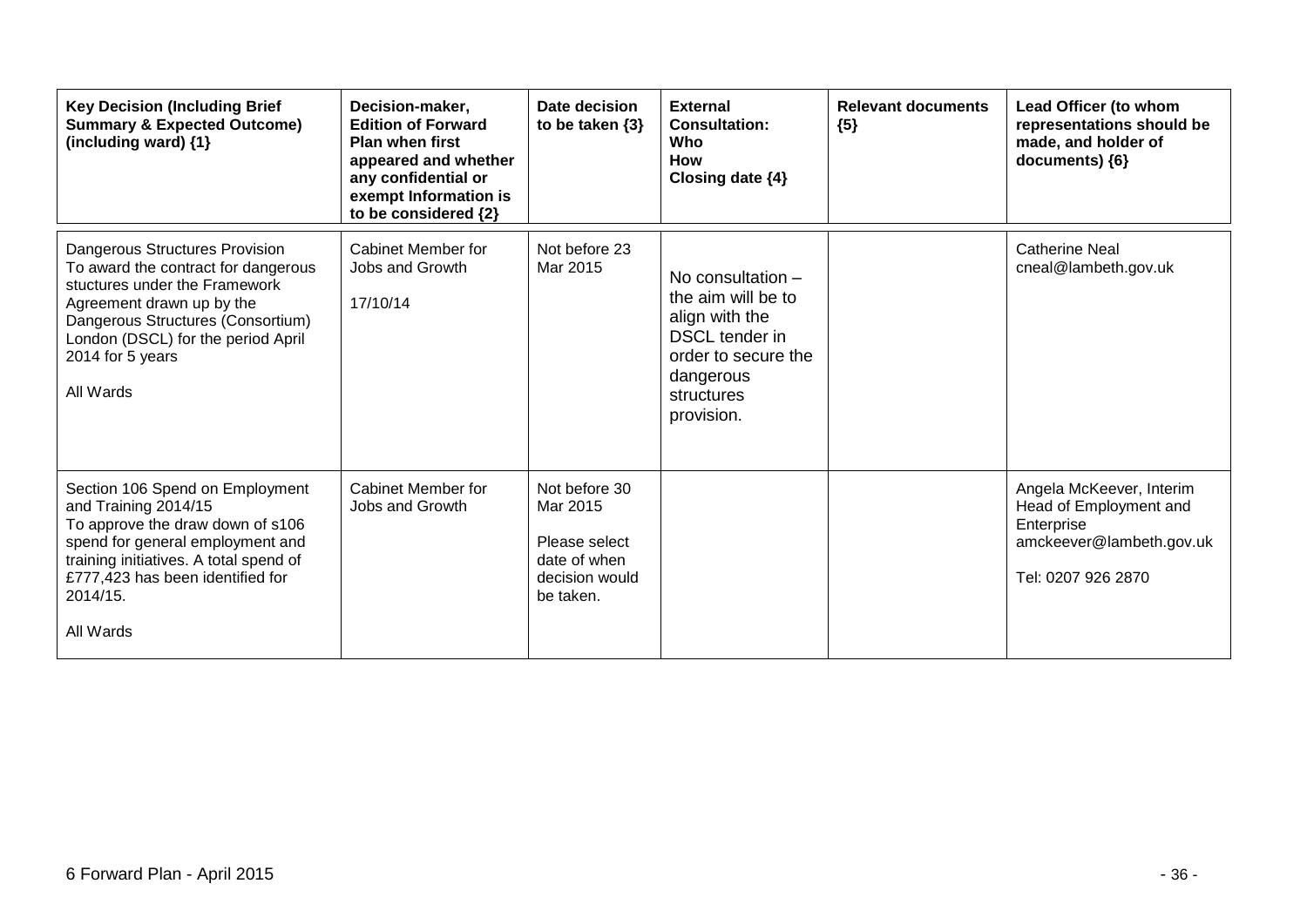| Key Decision (Including Brief Summary & Expected Outcome) (including ward) {1} | Decision-maker, Edition of Forward Plan when first appeared and whether any confidential or exempt Information is to be considered {2} | Date decision to be taken {3} | External Consultation: Who How Closing date {4} | Relevant documents {5} | Lead Officer (to whom representations should be made, and holder of documents) {6} |
|---|---|---|---|---|---|
| Dangerous Structures Provision<br>To award the contract for dangerous stuctures under the Framework Agreement drawn up by the Dangerous Structures (Consortium) London (DSCL) for the period April 2014 for 5 years<br><br>All Wards | Cabinet Member for Jobs and Growth<br><br>17/10/14 | Not before 23 Mar 2015 | No consultation – the aim will be to align with the DSCL tender in order to secure the dangerous structures provision. | | Catherine Neal<br>cneal@lambeth.gov.uk |
| Section 106 Spend on Employment and Training 2014/15<br>To approve the draw down of s106 spend for general employment and training initiatives. A total spend of £777,423 has been identified for 2014/15.<br><br>All Wards | Cabinet Member for Jobs and Growth | Not before 30 Mar 2015<br><br>Please select date of when decision would be taken. | | | Angela McKeever, Interim Head of Employment and Enterprise<br>amckeever@lambeth.gov.uk<br><br>Tel: 0207 926 2870 |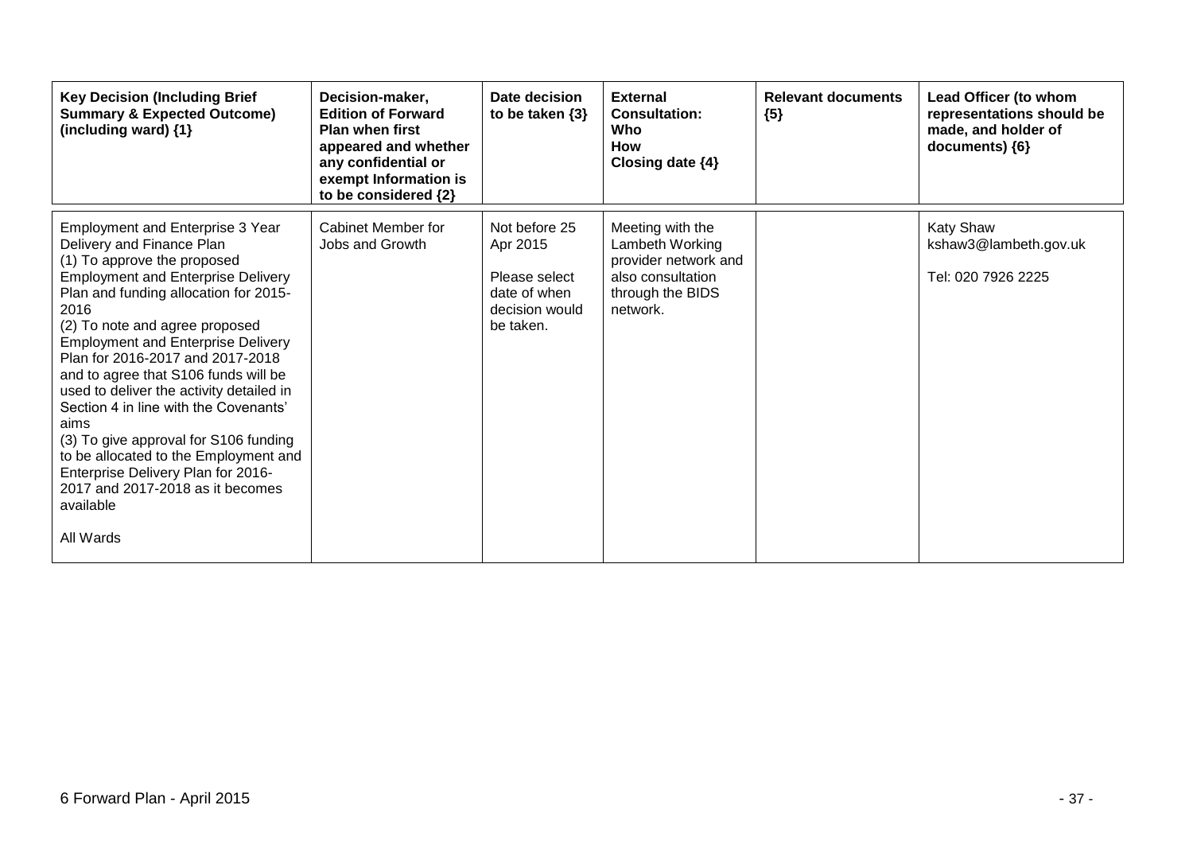| Key Decision (Including Brief Summary & Expected Outcome) (including ward) {1} | Decision-maker, Edition of Forward Plan when first appeared and whether any confidential or exempt Information is to be considered {2} | Date decision to be taken {3} | External Consultation: Who How Closing date {4} | Relevant documents {5} | Lead Officer (to whom representations should be made, and holder of documents) {6} |
|---|---|---|---|---|---|
| Employment and Enterprise 3 Year Delivery and Finance Plan<br>(1) To approve the proposed Employment and Enterprise Delivery Plan and funding allocation for 2015-2016<br>(2) To note and agree proposed Employment and Enterprise Delivery Plan for 2016-2017 and 2017-2018 and to agree that S106 funds will be used to deliver the activity detailed in Section 4 in line with the Covenants' aims<br>(3) To give approval for S106 funding to be allocated to the Employment and Enterprise Delivery Plan for 2016-2017 and 2017-2018 as it becomes available<br><br>All Wards | Cabinet Member for Jobs and Growth | Not before 25 Apr 2015<br><br>Please select date of when decision would be taken. | Meeting with the Lambeth Working provider network and also consultation through the BIDS network. | | Katy Shaw<br>kshaw3@lambeth.gov.uk<br><br>Tel: 020 7926 2225 |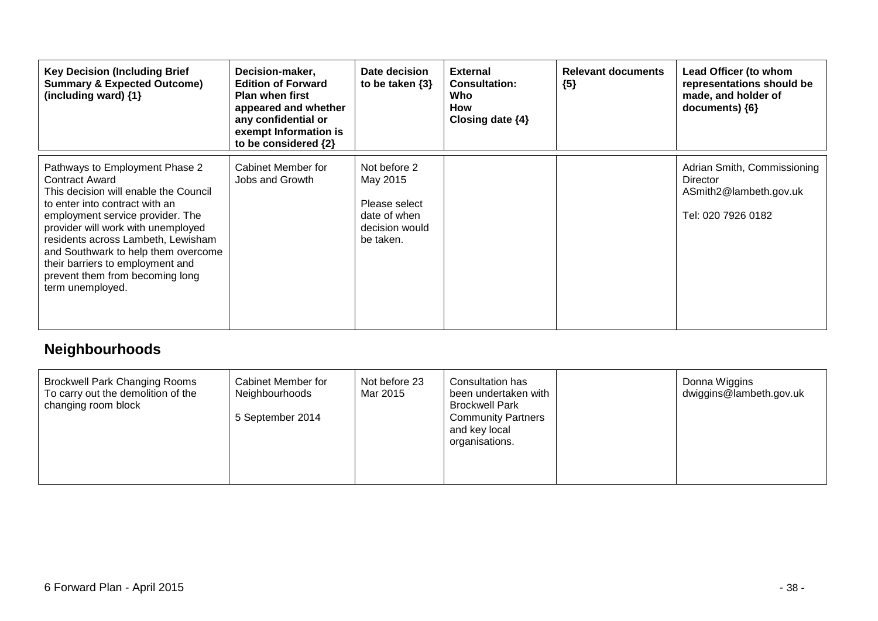| Key Decision (Including Brief Summary & Expected Outcome) (including ward) {1} | Decision-maker, Edition of Forward Plan when first appeared and whether any confidential or exempt Information is to be considered {2} | Date decision to be taken {3} | External Consultation: Who How Closing date {4} | Relevant documents {5} | Lead Officer (to whom representations should be made, and holder of documents) {6} |
|---|---|---|---|---|---|
| Pathways to Employment Phase 2 Contract Award<br>This decision will enable the Council to enter into contract with an employment service provider. The provider will work with unemployed residents across Lambeth, Lewisham and Southwark to help them overcome their barriers to employment and prevent them from becoming long term unemployed. | Cabinet Member for Jobs and Growth | Not before 2 May 2015<br><br>Please select date of when decision would be taken. | | | Adrian Smith, Commissioning Director<br>ASmith2@lambeth.gov.uk<br><br>Tel: 020 7926 0182 |

## Neighbourhoods

| | | | | | |
|---|---|---|---|---|---|
| Brockwell Park Changing Rooms<br>To carry out the demolition of the changing room block | Cabinet Member for Neighbourhoods<br><br>5 September 2014 | Not before 23 Mar 2015 | Consultation has been undertaken with Brockwell Park Community Partners and key local organisations. | | Donna Wiggins<br>dwiggins@lambeth.gov.uk |